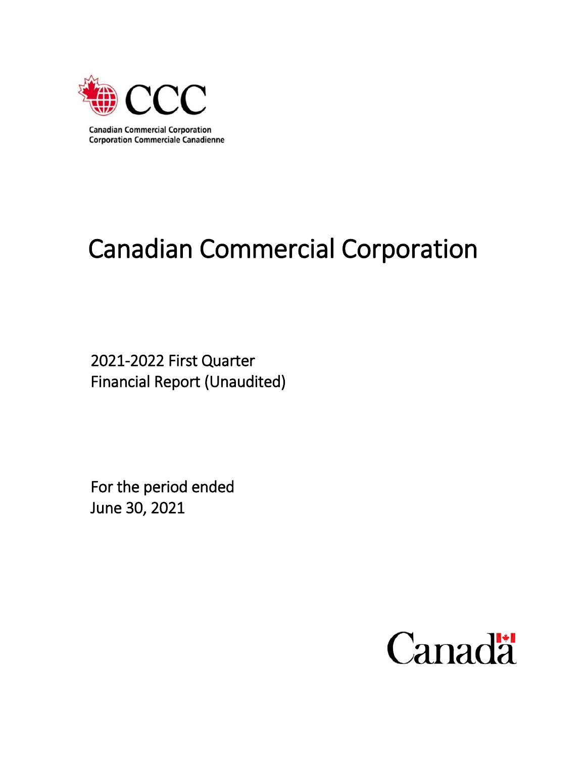CCC

Canadian Commercial Corporation
Corporation Commerciale Canadienne

# Canadian Commercial Corporation

2021-2022 First Quarter
Financial Report (Unaudited)

For the period ended
June 30, 2021

Canada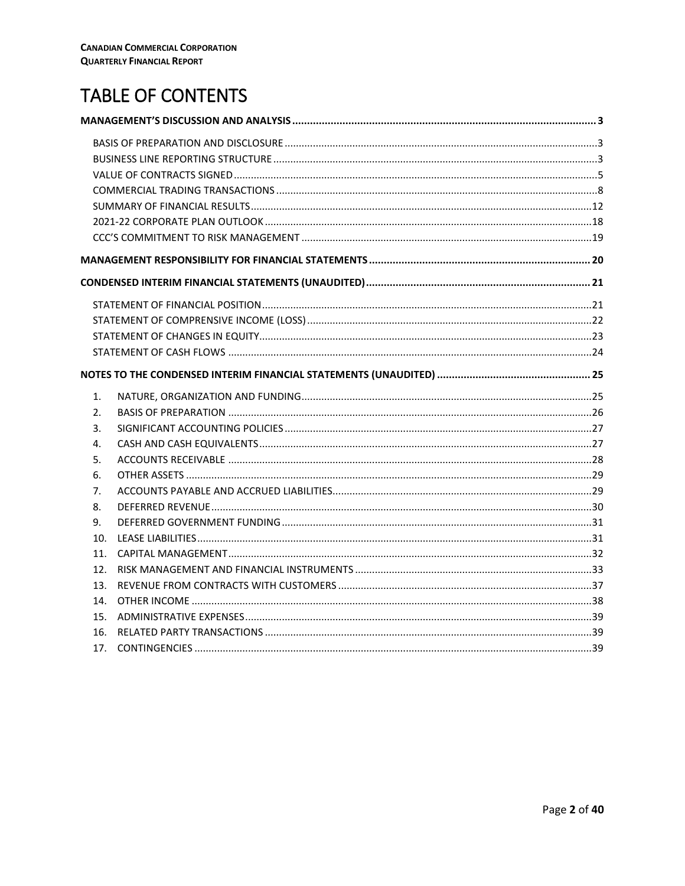# TABLE OF CONTENTS

**MANAGEMENT'S DISCUSSION AND ANALYSIS** .... 3

- BASIS OF PREPARATION AND DISCLOSURE .... 3
- BUSINESS LINE REPORTING STRUCTURE .... 3
- VALUE OF CONTRACTS SIGNED .... 5
- COMMERCIAL TRADING TRANSACTIONS .... 8
- SUMMARY OF FINANCIAL RESULTS .... 12
- 2021-22 CORPORATE PLAN OUTLOOK .... 18
- CCC'S COMMITMENT TO RISK MANAGEMENT .... 19

**MANAGEMENT RESPONSIBILITY FOR FINANCIAL STATEMENTS** .... 20

**CONDENSED INTERIM FINANCIAL STATEMENTS (UNAUDITED)** .... 21

- STATEMENT OF FINANCIAL POSITION .... 21
- STATEMENT OF COMPRENSIVE INCOME (LOSS) .... 22
- STATEMENT OF CHANGES IN EQUITY .... 23
- STATEMENT OF CASH FLOWS .... 24

**NOTES TO THE CONDENSED INTERIM FINANCIAL STATEMENTS (UNAUDITED)** .... 25

1. NATURE, ORGANIZATION AND FUNDING .... 25
2. BASIS OF PREPARATION .... 26
3. SIGNIFICANT ACCOUNTING POLICIES .... 27
4. CASH AND CASH EQUIVALENTS .... 27
5. ACCOUNTS RECEIVABLE .... 28
6. OTHER ASSETS .... 29
7. ACCOUNTS PAYABLE AND ACCRUED LIABILITIES .... 29
8. DEFERRED REVENUE .... 30
9. DEFERRED GOVERNMENT FUNDING .... 31
10. LEASE LIABILITIES .... 31
11. CAPITAL MANAGEMENT .... 32
12. RISK MANAGEMENT AND FINANCIAL INSTRUMENTS .... 33
13. REVENUE FROM CONTRACTS WITH CUSTOMERS .... 37
14. OTHER INCOME .... 38
15. ADMINISTRATIVE EXPENSES .... 39
16. RELATED PARTY TRANSACTIONS .... 39
17. CONTINGENCIES .... 39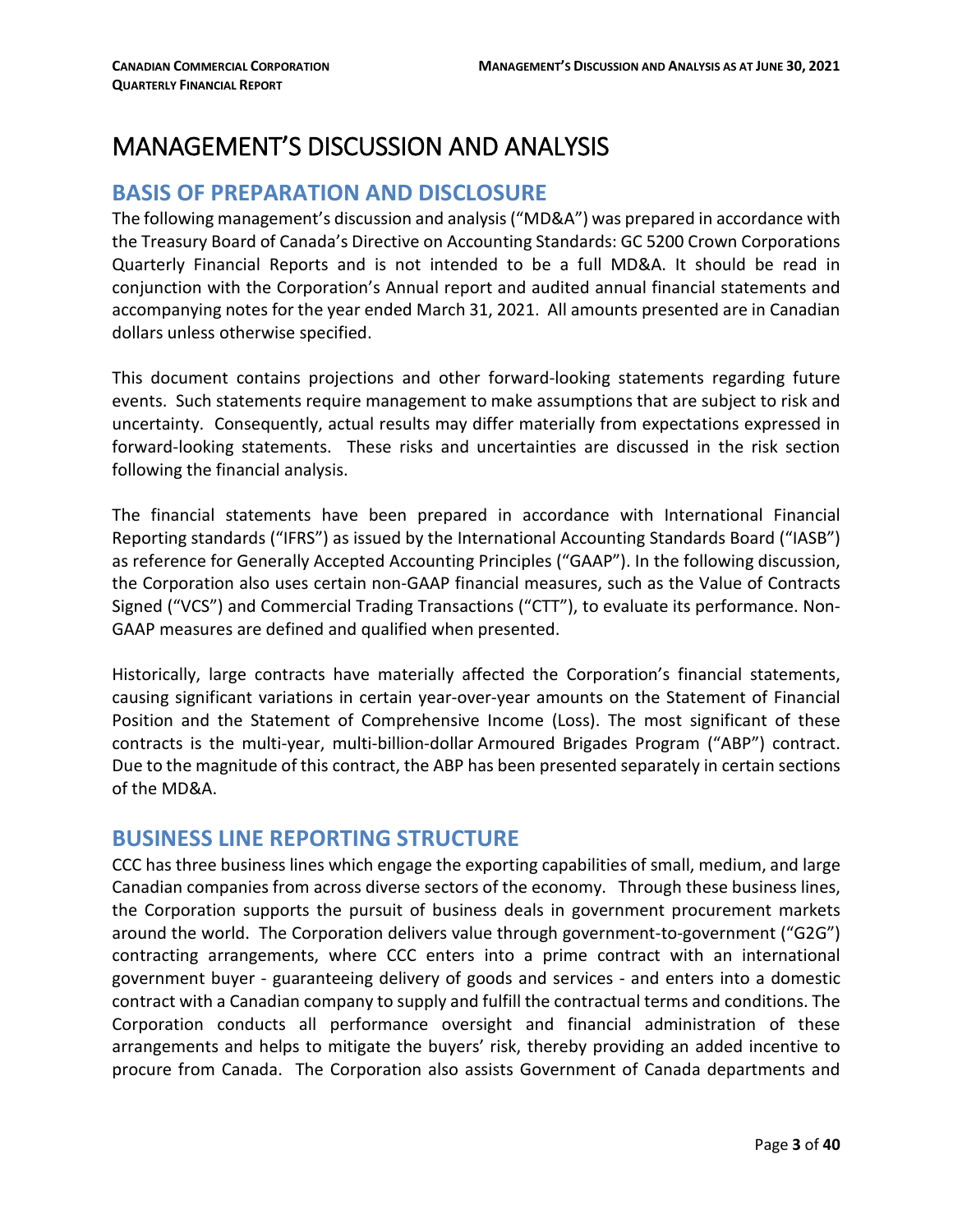# MANAGEMENT'S DISCUSSION AND ANALYSIS

## BASIS OF PREPARATION AND DISCLOSURE

The following management's discussion and analysis ("MD&A") was prepared in accordance with the Treasury Board of Canada's Directive on Accounting Standards: GC 5200 Crown Corporations Quarterly Financial Reports and is not intended to be a full MD&A. It should be read in conjunction with the Corporation's Annual report and audited annual financial statements and accompanying notes for the year ended March 31, 2021. All amounts presented are in Canadian dollars unless otherwise specified.

This document contains projections and other forward-looking statements regarding future events. Such statements require management to make assumptions that are subject to risk and uncertainty. Consequently, actual results may differ materially from expectations expressed in forward-looking statements. These risks and uncertainties are discussed in the risk section following the financial analysis.

The financial statements have been prepared in accordance with International Financial Reporting standards ("IFRS") as issued by the International Accounting Standards Board ("IASB") as reference for Generally Accepted Accounting Principles ("GAAP"). In the following discussion, the Corporation also uses certain non-GAAP financial measures, such as the Value of Contracts Signed ("VCS") and Commercial Trading Transactions ("CTT"), to evaluate its performance. Non-GAAP measures are defined and qualified when presented.

Historically, large contracts have materially affected the Corporation's financial statements, causing significant variations in certain year-over-year amounts on the Statement of Financial Position and the Statement of Comprehensive Income (Loss). The most significant of these contracts is the multi-year, multi-billion-dollar Armoured Brigades Program ("ABP") contract. Due to the magnitude of this contract, the ABP has been presented separately in certain sections of the MD&A.

## BUSINESS LINE REPORTING STRUCTURE

CCC has three business lines which engage the exporting capabilities of small, medium, and large Canadian companies from across diverse sectors of the economy. Through these business lines, the Corporation supports the pursuit of business deals in government procurement markets around the world. The Corporation delivers value through government-to-government ("G2G") contracting arrangements, where CCC enters into a prime contract with an international government buyer - guaranteeing delivery of goods and services - and enters into a domestic contract with a Canadian company to supply and fulfill the contractual terms and conditions. The Corporation conducts all performance oversight and financial administration of these arrangements and helps to mitigate the buyers' risk, thereby providing an added incentive to procure from Canada. The Corporation also assists Government of Canada departments and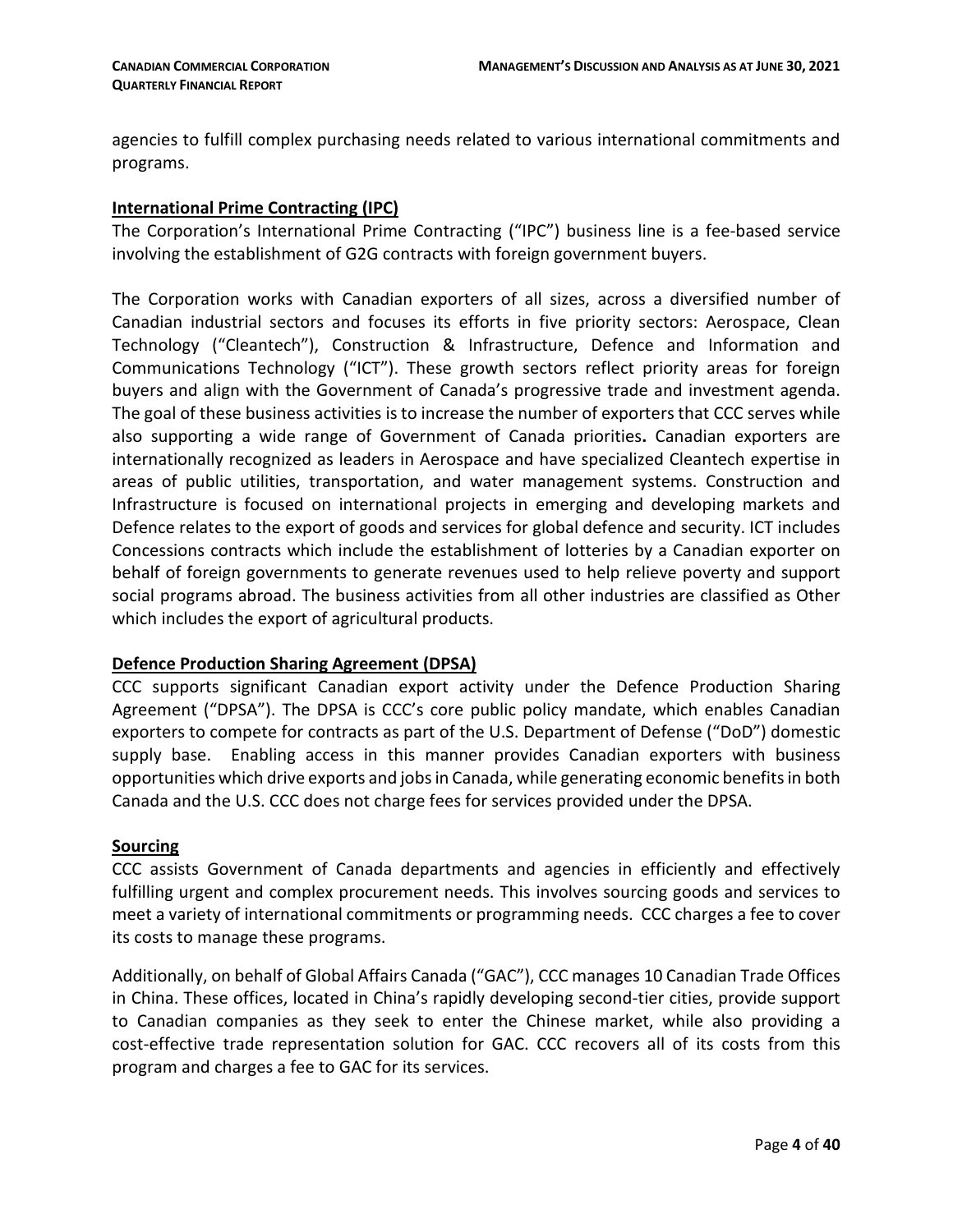agencies to fulfill complex purchasing needs related to various international commitments and programs.

## International Prime Contracting (IPC)

The Corporation's International Prime Contracting ("IPC") business line is a fee-based service involving the establishment of G2G contracts with foreign government buyers.

The Corporation works with Canadian exporters of all sizes, across a diversified number of Canadian industrial sectors and focuses its efforts in five priority sectors: Aerospace, Clean Technology ("Cleantech"), Construction & Infrastructure, Defence and Information and Communications Technology ("ICT"). These growth sectors reflect priority areas for foreign buyers and align with the Government of Canada's progressive trade and investment agenda. The goal of these business activities is to increase the number of exporters that CCC serves while also supporting a wide range of Government of Canada priorities**.** Canadian exporters are internationally recognized as leaders in Aerospace and have specialized Cleantech expertise in areas of public utilities, transportation, and water management systems. Construction and Infrastructure is focused on international projects in emerging and developing markets and Defence relates to the export of goods and services for global defence and security. ICT includes Concessions contracts which include the establishment of lotteries by a Canadian exporter on behalf of foreign governments to generate revenues used to help relieve poverty and support social programs abroad. The business activities from all other industries are classified as Other which includes the export of agricultural products.

## Defence Production Sharing Agreement (DPSA)

CCC supports significant Canadian export activity under the Defence Production Sharing Agreement ("DPSA"). The DPSA is CCC's core public policy mandate, which enables Canadian exporters to compete for contracts as part of the U.S. Department of Defense ("DoD") domestic supply base. Enabling access in this manner provides Canadian exporters with business opportunities which drive exports and jobs in Canada, while generating economic benefits in both Canada and the U.S. CCC does not charge fees for services provided under the DPSA.

## Sourcing

CCC assists Government of Canada departments and agencies in efficiently and effectively fulfilling urgent and complex procurement needs. This involves sourcing goods and services to meet a variety of international commitments or programming needs. CCC charges a fee to cover its costs to manage these programs.

Additionally, on behalf of Global Affairs Canada ("GAC"), CCC manages 10 Canadian Trade Offices in China. These offices, located in China's rapidly developing second-tier cities, provide support to Canadian companies as they seek to enter the Chinese market, while also providing a cost-effective trade representation solution for GAC. CCC recovers all of its costs from this program and charges a fee to GAC for its services.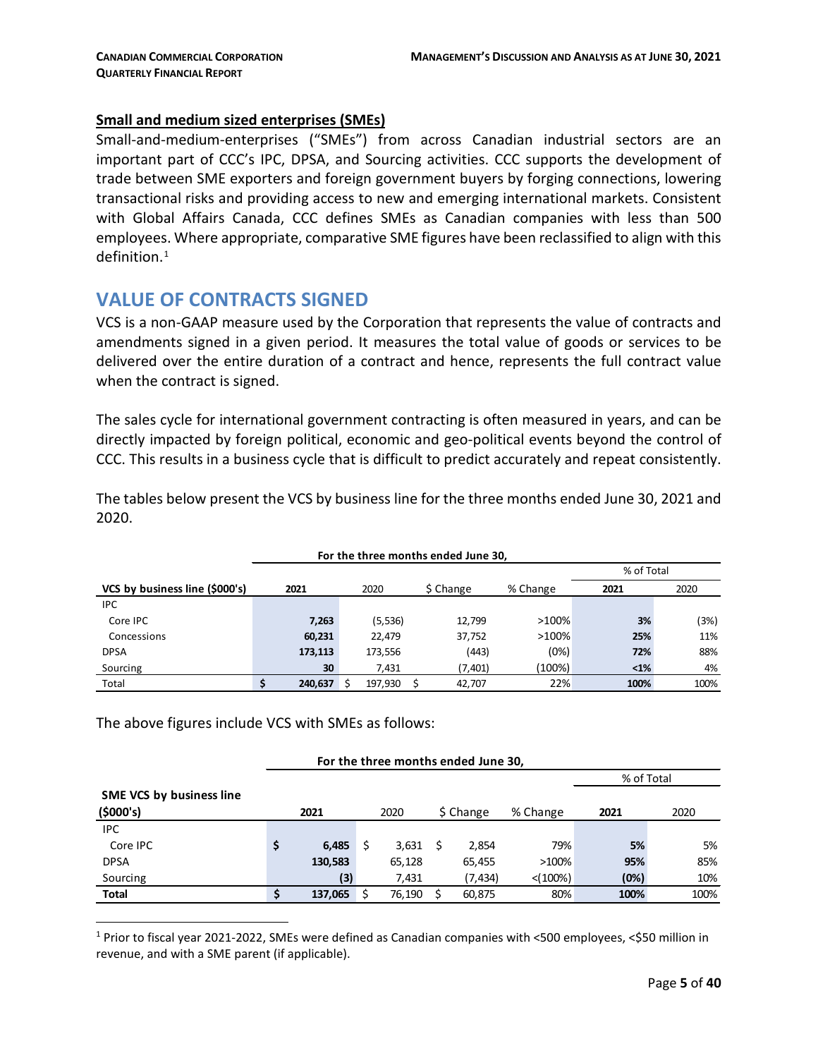## Small and medium sized enterprises (SMEs)

Small-and-medium-enterprises ("SMEs") from across Canadian industrial sectors are an important part of CCC's IPC, DPSA, and Sourcing activities. CCC supports the development of trade between SME exporters and foreign government buyers by forging connections, lowering transactional risks and providing access to new and emerging international markets. Consistent with Global Affairs Canada, CCC defines SMEs as Canadian companies with less than 500 employees. Where appropriate, comparative SME figures have been reclassified to align with this definition.[1]

# VALUE OF CONTRACTS SIGNED

VCS is a non-GAAP measure used by the Corporation that represents the value of contracts and amendments signed in a given period. It measures the total value of goods or services to be delivered over the entire duration of a contract and hence, represents the full contract value when the contract is signed.

The sales cycle for international government contracting is often measured in years, and can be directly impacted by foreign political, economic and geo-political events beyond the control of CCC. This results in a business cycle that is difficult to predict accurately and repeat consistently.

The tables below present the VCS by business line for the three months ended June 30, 2021 and 2020.

| | For the three months ended June 30, | | | | | |
|---|---|---|---|---|---|---|
| | | | | | % of Total | |
| **VCS by business line ($000's)** | **2021** | 2020 | $ Change | % Change | **2021** | 2020 |
| IPC | | | | | | |
| Core IPC | **7,263** | (5,536) | 12,799 | >100% | **3%** | (3%) |
| Concessions | **60,231** | 22,479 | 37,752 | >100% | **25%** | 11% |
| DPSA | **173,113** | 173,556 | (443) | (0%) | **72%** | 88% |
| Sourcing | **30** | 7,431 | (7,401) | (100%) | **<1%** | 4% |
| Total | **$ 240,637** | $ 197,930 | $ 42,707 | 22% | **100%** | 100% |

The above figures include VCS with SMEs as follows:

| | For the three months ended June 30, | | | | | |
|---|---|---|---|---|---|---|
| | | | | | % of Total | |
| **SME VCS by business line ($000's)** | **2021** | 2020 | $ Change | % Change | **2021** | 2020 |
| IPC | | | | | | |
| Core IPC | **$ 6,485** | $ 3,631 | $ 2,854 | 79% | **5%** | 5% |
| DPSA | **130,583** | 65,128 | 65,455 | >100% | **95%** | 85% |
| Sourcing | **(3)** | 7,431 | (7,434) | <(100%) | **(0%)** | 10% |
| **Total** | **$ 137,065** | $ 76,190 | $ 60,875 | 80% | **100%** | 100% |

[1] Prior to fiscal year 2021-2022, SMEs were defined as Canadian companies with <500 employees, <$50 million in revenue, and with a SME parent (if applicable).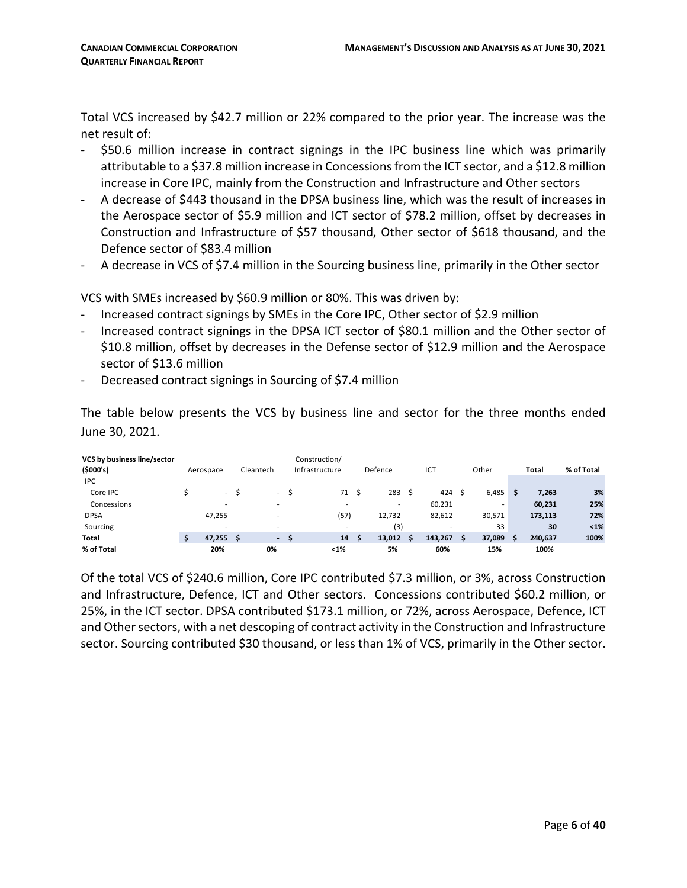Total VCS increased by $42.7 million or 22% compared to the prior year. The increase was the net result of:

- $50.6 million increase in contract signings in the IPC business line which was primarily attributable to a $37.8 million increase in Concessions from the ICT sector, and a $12.8 million increase in Core IPC, mainly from the Construction and Infrastructure and Other sectors
- A decrease of $443 thousand in the DPSA business line, which was the result of increases in the Aerospace sector of $5.9 million and ICT sector of $78.2 million, offset by decreases in Construction and Infrastructure of $57 thousand, Other sector of $618 thousand, and the Defence sector of $83.4 million
- A decrease in VCS of $7.4 million in the Sourcing business line, primarily in the Other sector

VCS with SMEs increased by $60.9 million or 80%. This was driven by:

- Increased contract signings by SMEs in the Core IPC, Other sector of $2.9 million
- Increased contract signings in the DPSA ICT sector of $80.1 million and the Other sector of $10.8 million, offset by decreases in the Defense sector of $12.9 million and the Aerospace sector of $13.6 million
- Decreased contract signings in Sourcing of $7.4 million

The table below presents the VCS by business line and sector for the three months ended June 30, 2021.

| **VCS by business line/sector ($000's)** | Aerospace | Cleantech | Construction/ Infrastructure | Defence | ICT | Other | **Total** | **% of Total** |
|---|---|---|---|---|---|---|---|---|
| IPC | | | | | | | | |
| Core IPC | $ - | $ - | $ 71 | $ 283 | $ 424 | $ 6,485 | **$ 7,263** | **3%** |
| Concessions | - | - | - | - | 60,231 | - | **60,231** | **25%** |
| DPSA | 47,255 | - | (57) | 12,732 | 82,612 | 30,571 | **173,113** | **72%** |
| Sourcing | - | - | - | (3) | - | 33 | **30** | **<1%** |
| **Total** | **$ 47,255** | **$ -** | **$ 14** | **$ 13,012** | **$ 143,267** | **$ 37,089** | **$ 240,637** | **100%** |
| **% of Total** | **20%** | **0%** | **<1%** | **5%** | **60%** | **15%** | **100%** | |

Of the total VCS of $240.6 million, Core IPC contributed $7.3 million, or 3%, across Construction and Infrastructure, Defence, ICT and Other sectors. Concessions contributed $60.2 million, or 25%, in the ICT sector. DPSA contributed $173.1 million, or 72%, across Aerospace, Defence, ICT and Other sectors, with a net descoping of contract activity in the Construction and Infrastructure sector. Sourcing contributed $30 thousand, or less than 1% of VCS, primarily in the Other sector.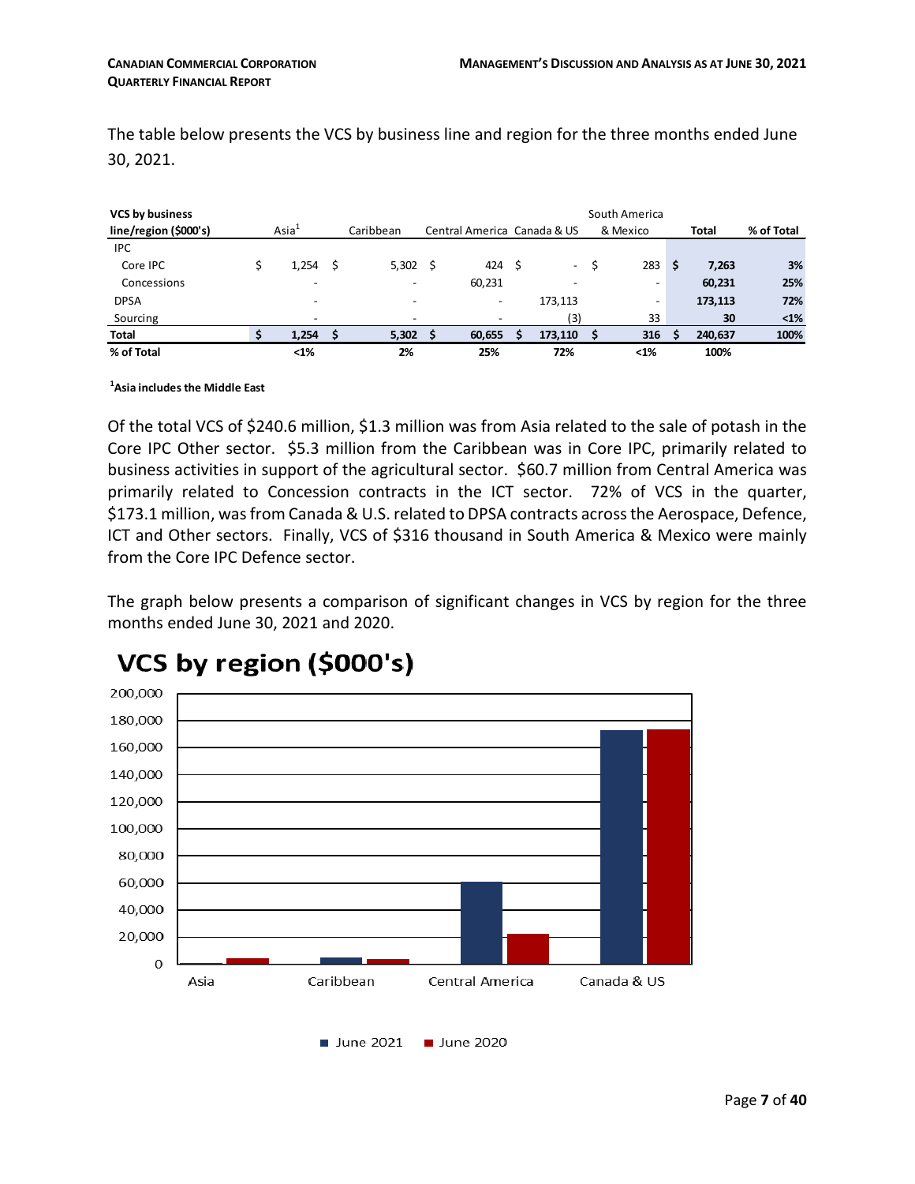The table below presents the VCS by business line and region for the three months ended June 30, 2021.

| VCS by business line/region ($000's) | Asia[1] | Caribbean | Central America | Canada & US | South America & Mexico | Total | % of Total |
|---|---|---|---|---|---|---|---|
| IPC | | | | | | | |
| Core IPC | $ 1,254 | $ 5,302 | $ 424 | $ - | $ 283 | **$ 7,263** | **3%** |
| Concessions | - | - | 60,231 | - | - | **60,231** | **25%** |
| DPSA | - | - | - | 173,113 | - | **173,113** | **72%** |
| Sourcing | - | - | - | (3) | 33 | **30** | **<1%** |
| **Total** | **$ 1,254** | **$ 5,302** | **$ 60,655** | **$ 173,110** | **$ 316** | **$ 240,637** | **100%** |
| **% of Total** | **<1%** | **2%** | **25%** | **72%** | **<1%** | **100%** | |

**[1] Asia includes the Middle East**

Of the total VCS of $240.6 million, $1.3 million was from Asia related to the sale of potash in the Core IPC Other sector. $5.3 million from the Caribbean was in Core IPC, primarily related to business activities in support of the agricultural sector. $60.7 million from Central America was primarily related to Concession contracts in the ICT sector. 72% of VCS in the quarter, $173.1 million, was from Canada & U.S. related to DPSA contracts across the Aerospace, Defence, ICT and Other sectors. Finally, VCS of $316 thousand in South America & Mexico were mainly from the Core IPC Defence sector.

The graph below presents a comparison of significant changes in VCS by region for the three months ended June 30, 2021 and 2020.

**VCS by region ($000's)**

| Region | June 2021 | June 2020 |
|---|---|---|
| Asia | ~1,000 | ~4,500 |
| Caribbean | ~5,000 | ~3,500 |
| Central America | ~61,000 | ~22,000 |
| Canada & US | ~173,000 | ~173,500 |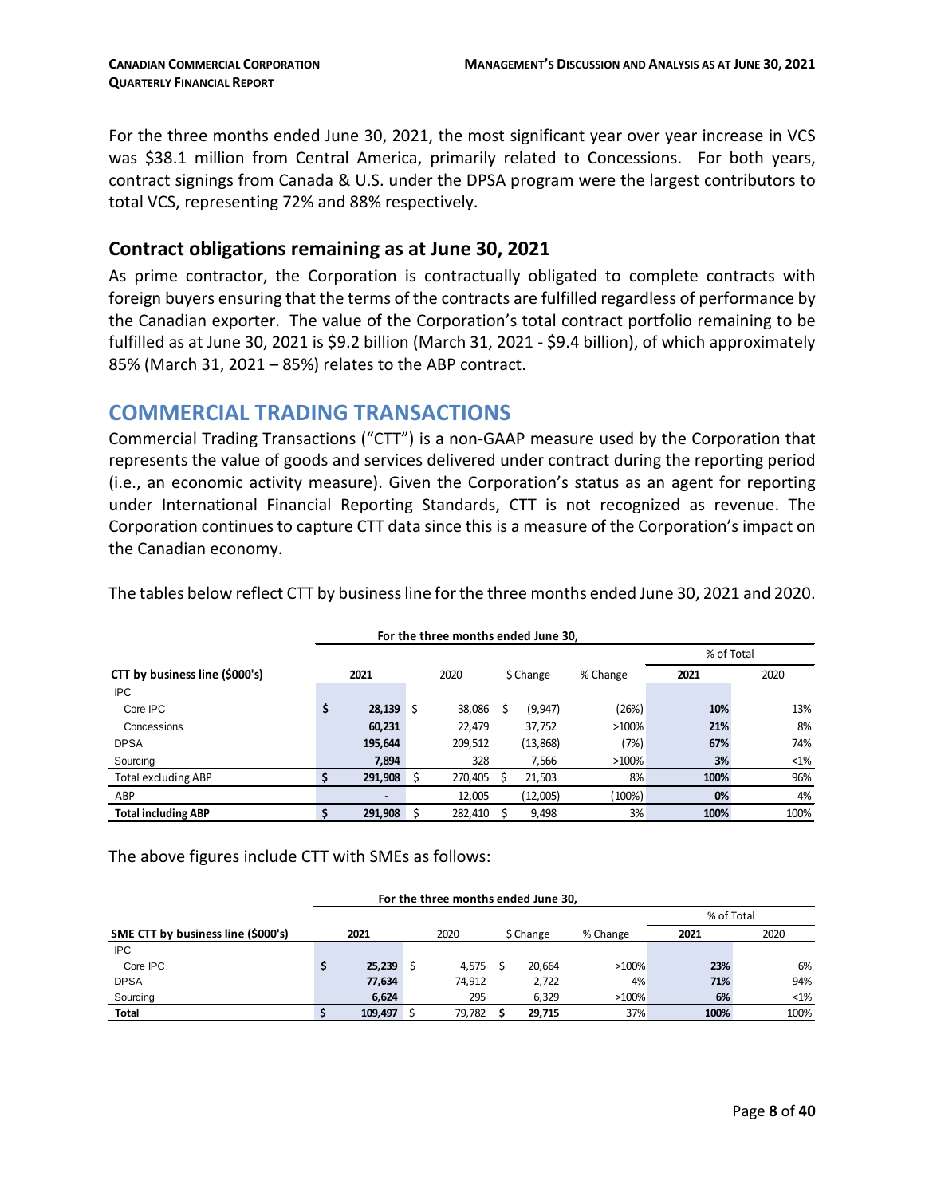For the three months ended June 30, 2021, the most significant year over year increase in VCS was $38.1 million from Central America, primarily related to Concessions. For both years, contract signings from Canada & U.S. under the DPSA program were the largest contributors to total VCS, representing 72% and 88% respectively.

## Contract obligations remaining as at June 30, 2021

As prime contractor, the Corporation is contractually obligated to complete contracts with foreign buyers ensuring that the terms of the contracts are fulfilled regardless of performance by the Canadian exporter. The value of the Corporation's total contract portfolio remaining to be fulfilled as at June 30, 2021 is $9.2 billion (March 31, 2021 - $9.4 billion), of which approximately 85% (March 31, 2021 – 85%) relates to the ABP contract.

# COMMERCIAL TRADING TRANSACTIONS

Commercial Trading Transactions ("CTT") is a non-GAAP measure used by the Corporation that represents the value of goods and services delivered under contract during the reporting period (i.e., an economic activity measure). Given the Corporation's status as an agent for reporting under International Financial Reporting Standards, CTT is not recognized as revenue. The Corporation continues to capture CTT data since this is a measure of the Corporation's impact on the Canadian economy.

The tables below reflect CTT by business line for the three months ended June 30, 2021 and 2020.

| | For the three months ended June 30, | | | | | |
|---|---|---|---|---|---|---|
| | | | | | % of Total | |
| **CTT by business line ($000's)** | **2021** | 2020 | $ Change | % Change | **2021** | 2020 |
| IPC | | | | | | |
| Core IPC | **$ 28,139** | $ 38,086 | $ (9,947) | (26%) | **10%** | 13% |
| Concessions | **60,231** | 22,479 | 37,752 | >100% | **21%** | 8% |
| DPSA | **195,644** | 209,512 | (13,868) | (7%) | **67%** | 74% |
| Sourcing | **7,894** | 328 | 7,566 | >100% | **3%** | <1% |
| Total excluding ABP | **$ 291,908** | $ 270,405 | $ 21,503 | 8% | **100%** | 96% |
| ABP | **-** | 12,005 | (12,005) | (100%) | **0%** | 4% |
| **Total including ABP** | **$ 291,908** | $ 282,410 | $ 9,498 | 3% | **100%** | 100% |

The above figures include CTT with SMEs as follows:

| | For the three months ended June 30, | | | | | |
|---|---|---|---|---|---|---|
| | | | | | % of Total | |
| **SME CTT by business line ($000's)** | **2021** | 2020 | $ Change | % Change | **2021** | 2020 |
| IPC | | | | | | |
| Core IPC | **$ 25,239** | $ 4,575 | $ 20,664 | >100% | **23%** | 6% |
| DPSA | **77,634** | 74,912 | 2,722 | 4% | **71%** | 94% |
| Sourcing | **6,624** | 295 | 6,329 | >100% | **6%** | <1% |
| **Total** | **$ 109,497** | $ 79,782 | **$ 29,715** | 37% | **100%** | 100% |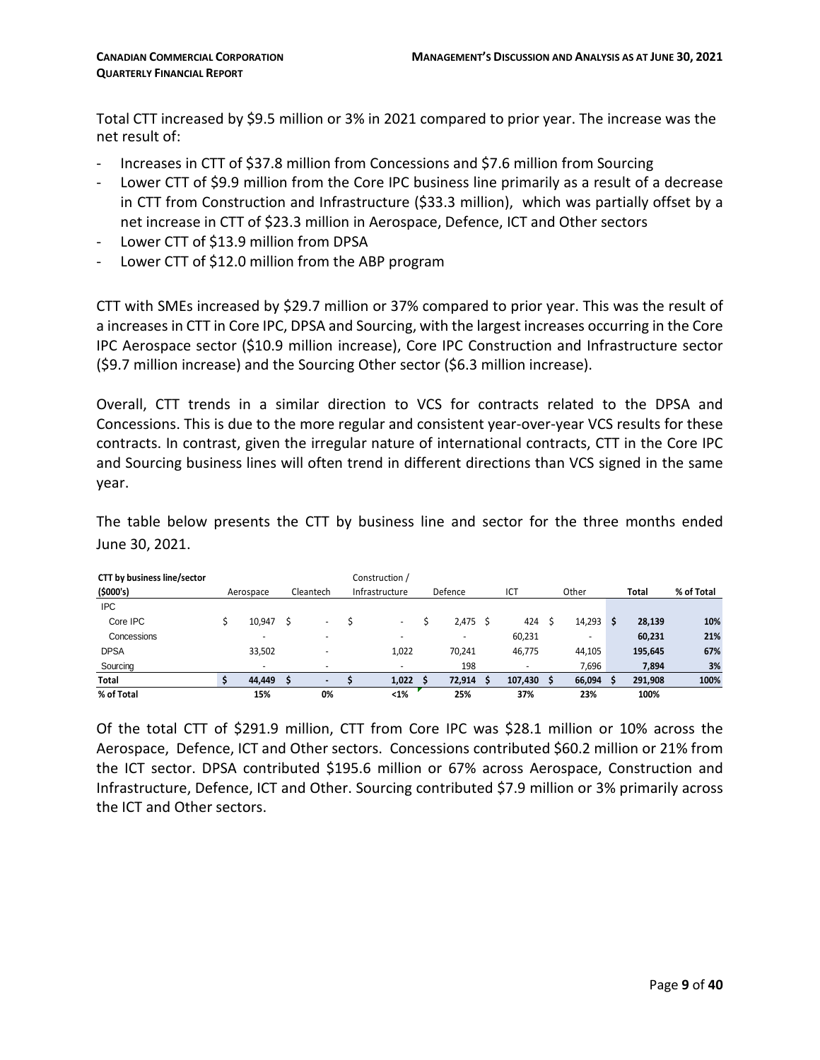Total CTT increased by $9.5 million or 3% in 2021 compared to prior year. The increase was the net result of:

- Increases in CTT of $37.8 million from Concessions and $7.6 million from Sourcing
- Lower CTT of $9.9 million from the Core IPC business line primarily as a result of a decrease in CTT from Construction and Infrastructure ($33.3 million), which was partially offset by a net increase in CTT of $23.3 million in Aerospace, Defence, ICT and Other sectors
- Lower CTT of $13.9 million from DPSA
- Lower CTT of $12.0 million from the ABP program

CTT with SMEs increased by $29.7 million or 37% compared to prior year. This was the result of a increases in CTT in Core IPC, DPSA and Sourcing, with the largest increases occurring in the Core IPC Aerospace sector ($10.9 million increase), Core IPC Construction and Infrastructure sector ($9.7 million increase) and the Sourcing Other sector ($6.3 million increase).

Overall, CTT trends in a similar direction to VCS for contracts related to the DPSA and Concessions. This is due to the more regular and consistent year-over-year VCS results for these contracts. In contrast, given the irregular nature of international contracts, CTT in the Core IPC and Sourcing business lines will often trend in different directions than VCS signed in the same year.

The table below presents the CTT by business line and sector for the three months ended June 30, 2021.

| **CTT by business line/sector ($000's)** | Aerospace | Cleantech | Construction / Infrastructure | Defence | ICT | Other | **Total** | **% of Total** |
|---|---|---|---|---|---|---|---|---|
| IPC | | | | | | | | |
| Core IPC | $ 10,947 | $ - | $ - | $ 2,475 | $ 424 | $ 14,293 | **$ 28,139** | **10%** |
| Concessions | - | - | - | - | 60,231 | - | **60,231** | **21%** |
| DPSA | 33,502 | - | 1,022 | 70,241 | 46,775 | 44,105 | **195,645** | **67%** |
| Sourcing | - | - | - | 198 | - | 7,696 | **7,894** | **3%** |
| **Total** | **$ 44,449** | **$ -** | **$ 1,022** | **$ 72,914** | **$ 107,430** | **$ 66,094** | **$ 291,908** | **100%** |
| **% of Total** | **15%** | **0%** | **<1%** | **25%** | **37%** | **23%** | **100%** | |

Of the total CTT of $291.9 million, CTT from Core IPC was $28.1 million or 10% across the Aerospace, Defence, ICT and Other sectors. Concessions contributed $60.2 million or 21% from the ICT sector. DPSA contributed $195.6 million or 67% across Aerospace, Construction and Infrastructure, Defence, ICT and Other. Sourcing contributed $7.9 million or 3% primarily across the ICT and Other sectors.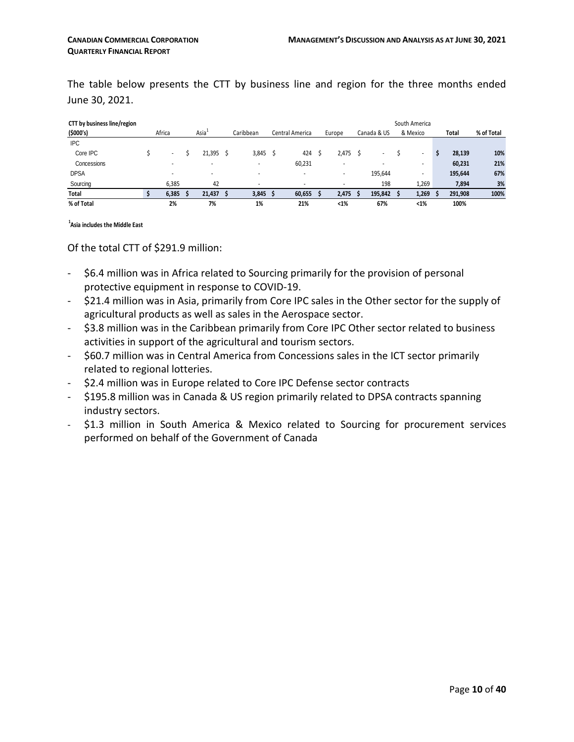The table below presents the CTT by business line and region for the three months ended June 30, 2021.

| CTT by business line/region ($000's) | Africa | Asia[1] | Caribbean | Central America | Europe | Canada & US | South America & Mexico | Total | % of Total |
|---|---|---|---|---|---|---|---|---|---|
| IPC | | | | | | | | | |
| Core IPC | $ - | $ 21,395 | $ 3,845 | $ 424 | $ 2,475 | $ - | $ - | **$ 28,139** | **10%** |
| Concessions | - | - | - | 60,231 | - | - | - | **60,231** | **21%** |
| DPSA | - | - | - | - | - | 195,644 | - | **195,644** | **67%** |
| Sourcing | 6,385 | 42 | - | - | - | 198 | 1,269 | **7,894** | **3%** |
| **Total** | **$ 6,385** | **$ 21,437** | **$ 3,845** | **$ 60,655** | **$ 2,475** | **$ 195,842** | **$ 1,269** | **$ 291,908** | **100%** |
| **% of Total** | **2%** | **7%** | **1%** | **21%** | **<1%** | **67%** | **<1%** | **100%** | |

[1]**Asia includes the Middle East**

Of the total CTT of $291.9 million:

- $6.4 million was in Africa related to Sourcing primarily for the provision of personal protective equipment in response to COVID-19.
- $21.4 million was in Asia, primarily from Core IPC sales in the Other sector for the supply of agricultural products as well as sales in the Aerospace sector.
- $3.8 million was in the Caribbean primarily from Core IPC Other sector related to business activities in support of the agricultural and tourism sectors.
- $60.7 million was in Central America from Concessions sales in the ICT sector primarily related to regional lotteries.
- $2.4 million was in Europe related to Core IPC Defense sector contracts
- $195.8 million was in Canada & US region primarily related to DPSA contracts spanning industry sectors.
- $1.3 million in South America & Mexico related to Sourcing for procurement services performed on behalf of the Government of Canada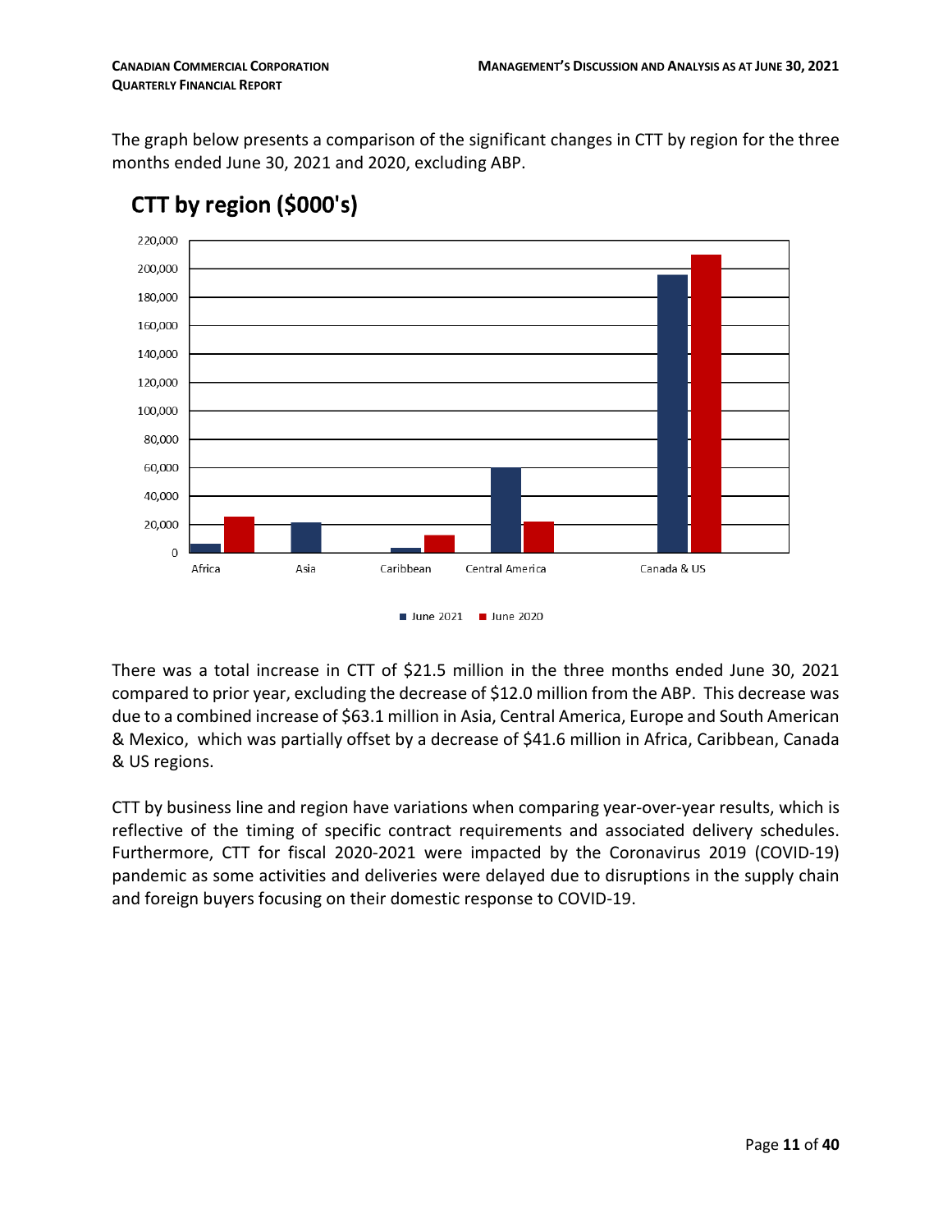The graph below presents a comparison of the significant changes in CTT by region for the three months ended June 30, 2021 and 2020, excluding ABP.

## CTT by region ($000's)

There was a total increase in CTT of $21.5 million in the three months ended June 30, 2021 compared to prior year, excluding the decrease of $12.0 million from the ABP. This decrease was due to a combined increase of $63.1 million in Asia, Central America, Europe and South American & Mexico, which was partially offset by a decrease of $41.6 million in Africa, Caribbean, Canada & US regions.

CTT by business line and region have variations when comparing year-over-year results, which is reflective of the timing of specific contract requirements and associated delivery schedules. Furthermore, CTT for fiscal 2020-2021 were impacted by the Coronavirus 2019 (COVID-19) pandemic as some activities and deliveries were delayed due to disruptions in the supply chain and foreign buyers focusing on their domestic response to COVID-19.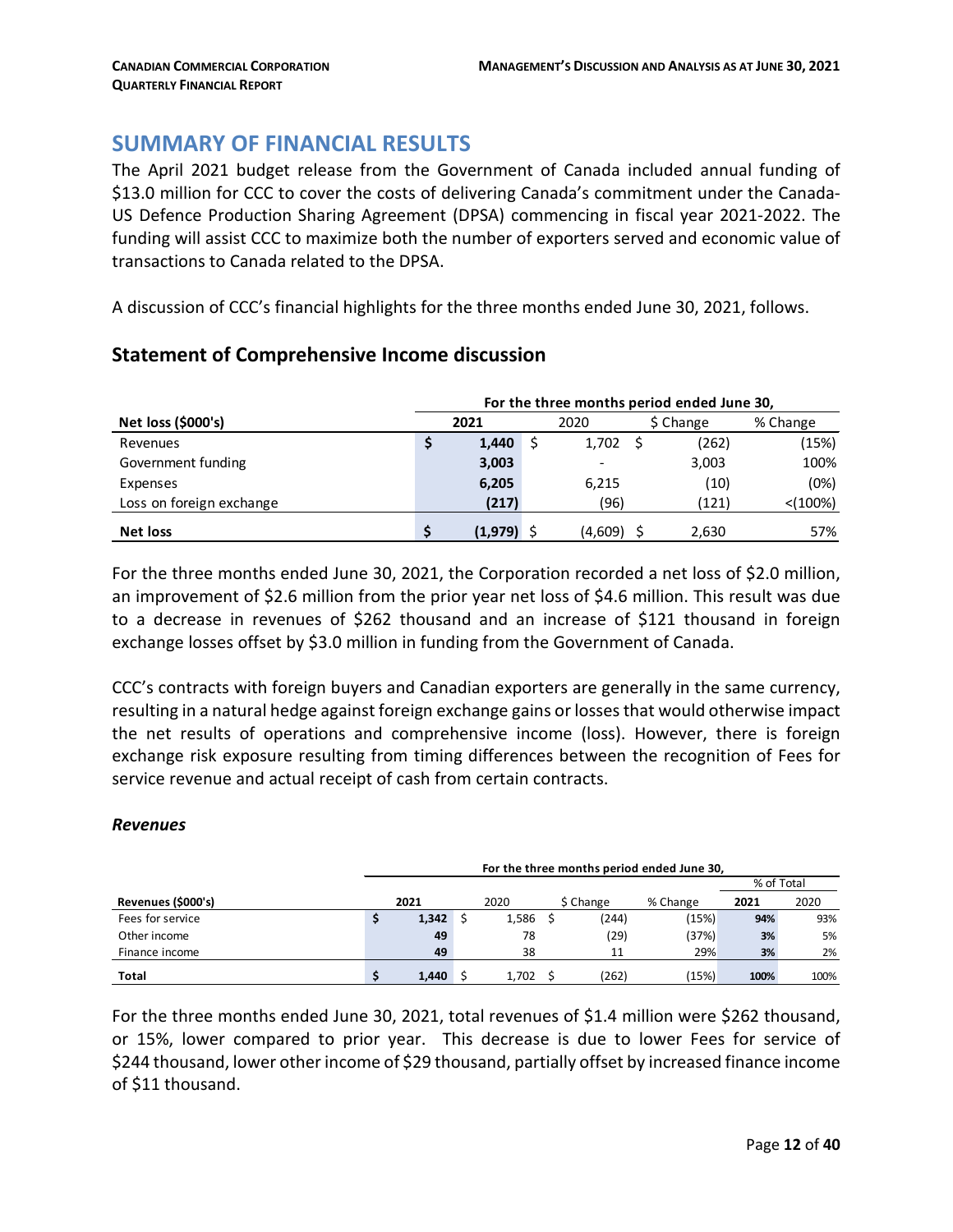## SUMMARY OF FINANCIAL RESULTS

The April 2021 budget release from the Government of Canada included annual funding of $13.0 million for CCC to cover the costs of delivering Canada's commitment under the Canada-US Defence Production Sharing Agreement (DPSA) commencing in fiscal year 2021-2022. The funding will assist CCC to maximize both the number of exporters served and economic value of transactions to Canada related to the DPSA.

A discussion of CCC's financial highlights for the three months ended June 30, 2021, follows.

### Statement of Comprehensive Income discussion

| | For the three months period ended June 30, | | | |
|---|---|---|---|---|
| **Net loss ($000's)** | **2021** | 2020 | $ Change | % Change |
| Revenues | $ **1,440** | $ 1,702 | $ (262) | (15%) |
| Government funding | **3,003** | - | 3,003 | 100% |
| Expenses | **6,205** | 6,215 | (10) | (0%) |
| Loss on foreign exchange | **(217)** | (96) | (121) | <(100%) |
| **Net loss** | $ **(1,979)** | $ (4,609) | $ 2,630 | 57% |

For the three months ended June 30, 2021, the Corporation recorded a net loss of $2.0 million, an improvement of $2.6 million from the prior year net loss of $4.6 million. This result was due to a decrease in revenues of $262 thousand and an increase of $121 thousand in foreign exchange losses offset by $3.0 million in funding from the Government of Canada.

CCC's contracts with foreign buyers and Canadian exporters are generally in the same currency, resulting in a natural hedge against foreign exchange gains or losses that would otherwise impact the net results of operations and comprehensive income (loss). However, there is foreign exchange risk exposure resulting from timing differences between the recognition of Fees for service revenue and actual receipt of cash from certain contracts.

#### *Revenues*

| | For the three months period ended June 30, | | | | | |
|---|---|---|---|---|---|---|
| | | | | | % of Total | |
| **Revenues ($000's)** | **2021** | 2020 | $ Change | % Change | **2021** | 2020 |
| Fees for service | $ **1,342** | $ 1,586 | $ (244) | (15%) | **94%** | 93% |
| Other income | **49** | 78 | (29) | (37%) | **3%** | 5% |
| Finance income | **49** | 38 | 11 | 29% | **3%** | 2% |
| **Total** | $ **1,440** | $ 1,702 | $ (262) | (15%) | **100%** | 100% |

For the three months ended June 30, 2021, total revenues of $1.4 million were $262 thousand, or 15%, lower compared to prior year. This decrease is due to lower Fees for service of $244 thousand, lower other income of $29 thousand, partially offset by increased finance income of $11 thousand.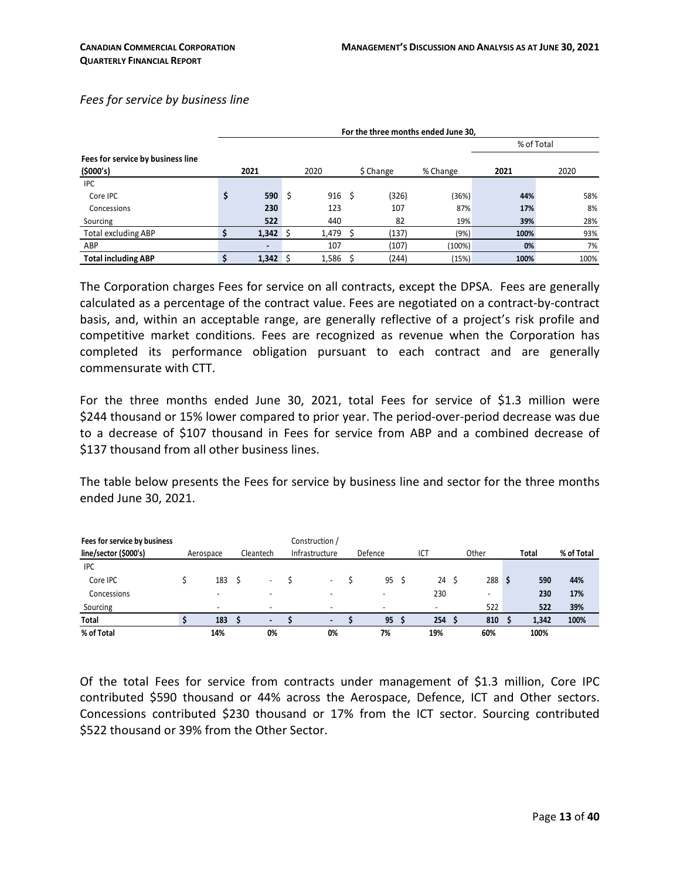*Fees for service by business line*

| Fees for service by business line ($000's) | For the three months ended June 30, | | | | | |
|---|---|---|---|---|---|---|
| | | | | | % of Total | |
| | **2021** | 2020 | $ Change | % Change | **2021** | 2020 |
| IPC | | | | | | |
| Core IPC | **$ 590** | $ 916 | $ (326) | (36%) | **44%** | 58% |
| Concessions | **230** | 123 | 107 | 87% | **17%** | 8% |
| Sourcing | **522** | 440 | 82 | 19% | **39%** | 28% |
| Total excluding ABP | **$ 1,342** | $ 1,479 | $ (137) | (9%) | **100%** | 93% |
| ABP | **-** | 107 | (107) | (100%) | **0%** | 7% |
| **Total including ABP** | **$ 1,342** | $ 1,586 | $ (244) | (15%) | **100%** | 100% |

The Corporation charges Fees for service on all contracts, except the DPSA. Fees are generally calculated as a percentage of the contract value. Fees are negotiated on a contract-by-contract basis, and, within an acceptable range, are generally reflective of a project's risk profile and competitive market conditions. Fees are recognized as revenue when the Corporation has completed its performance obligation pursuant to each contract and are generally commensurate with CTT.

For the three months ended June 30, 2021, total Fees for service of $1.3 million were $244 thousand or 15% lower compared to prior year. The period-over-period decrease was due to a decrease of $107 thousand in Fees for service from ABP and a combined decrease of $137 thousand from all other business lines.

The table below presents the Fees for service by business line and sector for the three months ended June 30, 2021.

| Fees for service by business line/sector ($000's) | Aerospace | Cleantech | Construction / Infrastructure | Defence | ICT | Other | Total | % of Total |
|---|---|---|---|---|---|---|---|---|
| IPC | | | | | | | | |
| Core IPC | $ 183 | $ - | $ - | $ 95 | $ 24 | $ 288 | **$ 590** | **44%** |
| Concessions | - | - | - | - | 230 | - | **230** | **17%** |
| Sourcing | - | - | - | - | - | 522 | **522** | **39%** |
| **Total** | **$ 183** | **$ -** | **$ -** | **$ 95** | **$ 254** | **$ 810** | **$ 1,342** | **100%** |
| **% of Total** | **14%** | **0%** | **0%** | **7%** | **19%** | **60%** | **100%** | |

Of the total Fees for service from contracts under management of $1.3 million, Core IPC contributed $590 thousand or 44% across the Aerospace, Defence, ICT and Other sectors. Concessions contributed $230 thousand or 17% from the ICT sector. Sourcing contributed $522 thousand or 39% from the Other Sector.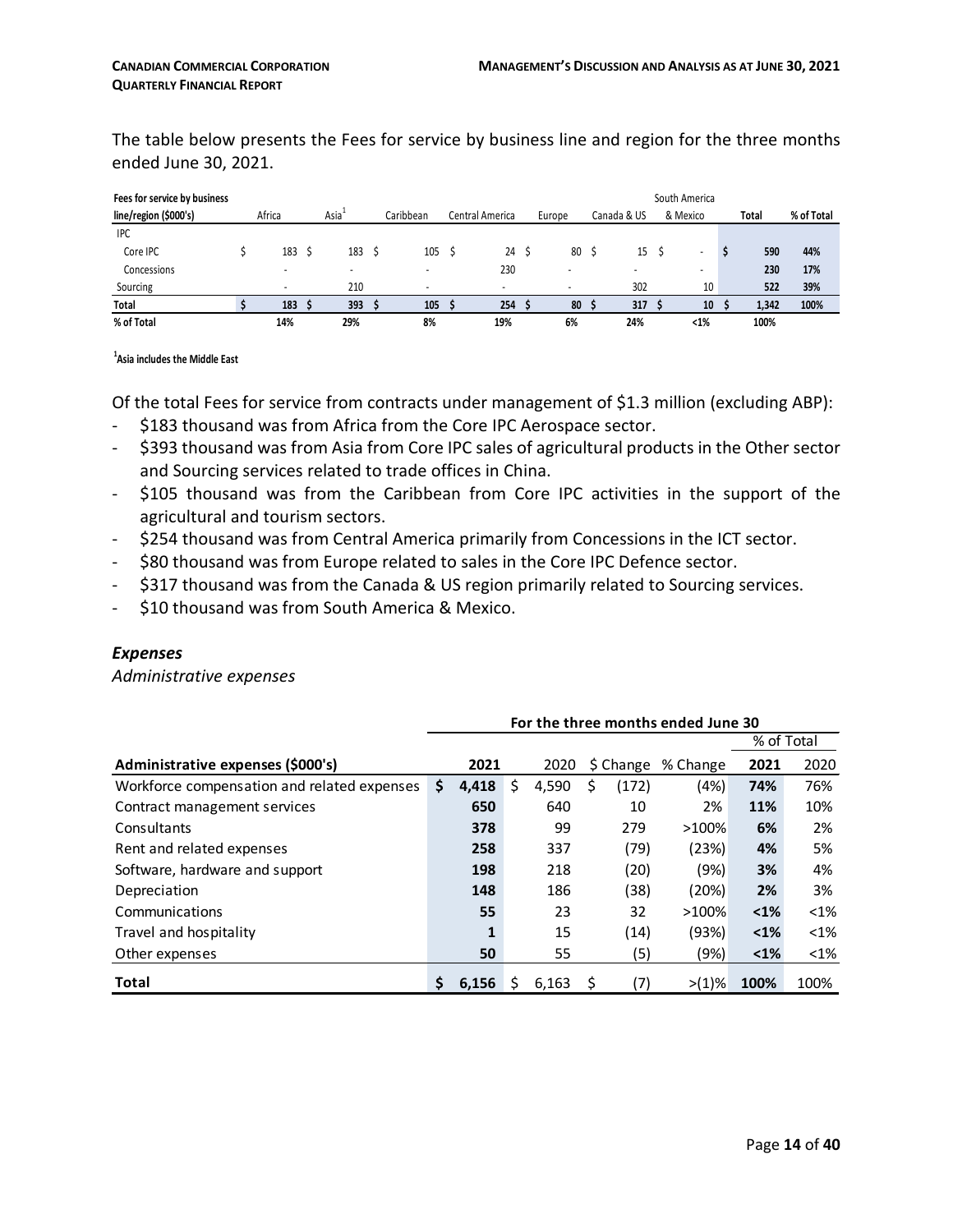The table below presents the Fees for service by business line and region for the three months ended June 30, 2021.

| Fees for service by business line/region ($000's) | Africa | Asia[1] | Caribbean | Central America | Europe | Canada & US | South America & Mexico | Total | % of Total |
|---|---|---|---|---|---|---|---|---|---|
| IPC | | | | | | | | | |
| Core IPC | $ 183 | $ 183 | $ 105 | $ 24 | $ 80 | $ 15 | $ - | $ 590 | 44% |
| Concessions | - | - | - | 230 | - | - | - | 230 | 17% |
| Sourcing | - | 210 | - | - | - | 302 | 10 | 522 | 39% |
| **Total** | **$ 183** | **$ 393** | **$ 105** | **$ 254** | **$ 80** | **$ 317** | **$ 10** | **$ 1,342** | **100%** |
| **% of Total** | **14%** | **29%** | **8%** | **19%** | **6%** | **24%** | **<1%** | **100%** | |

[1]Asia includes the Middle East

Of the total Fees for service from contracts under management of $1.3 million (excluding ABP):

- $183 thousand was from Africa from the Core IPC Aerospace sector.
- $393 thousand was from Asia from Core IPC sales of agricultural products in the Other sector and Sourcing services related to trade offices in China.
- $105 thousand was from the Caribbean from Core IPC activities in the support of the agricultural and tourism sectors.
- $254 thousand was from Central America primarily from Concessions in the ICT sector.
- $80 thousand was from Europe related to sales in the Core IPC Defence sector.
- $317 thousand was from the Canada & US region primarily related to Sourcing services.
- $10 thousand was from South America & Mexico.

### *Expenses*

*Administrative expenses*

| Administrative expenses ($000's) | For the three months ended June 30 2021 | 2020 | $ Change | % Change | % of Total 2021 | % of Total 2020 |
|---|---|---|---|---|---|---|
| Workforce compensation and related expenses | **$ 4,418** | $ 4,590 | $ (172) | (4%) | **74%** | 76% |
| Contract management services | **650** | 640 | 10 | 2% | **11%** | 10% |
| Consultants | **378** | 99 | 279 | >100% | **6%** | 2% |
| Rent and related expenses | **258** | 337 | (79) | (23%) | **4%** | 5% |
| Software, hardware and support | **198** | 218 | (20) | (9%) | **3%** | 4% |
| Depreciation | **148** | 186 | (38) | (20%) | **2%** | 3% |
| Communications | **55** | 23 | 32 | >100% | **<1%** | <1% |
| Travel and hospitality | **1** | 15 | (14) | (93%) | **<1%** | <1% |
| Other expenses | **50** | 55 | (5) | (9%) | **<1%** | <1% |
| **Total** | **$ 6,156** | $ 6,163 | $ (7) | >(1)% | **100%** | 100% |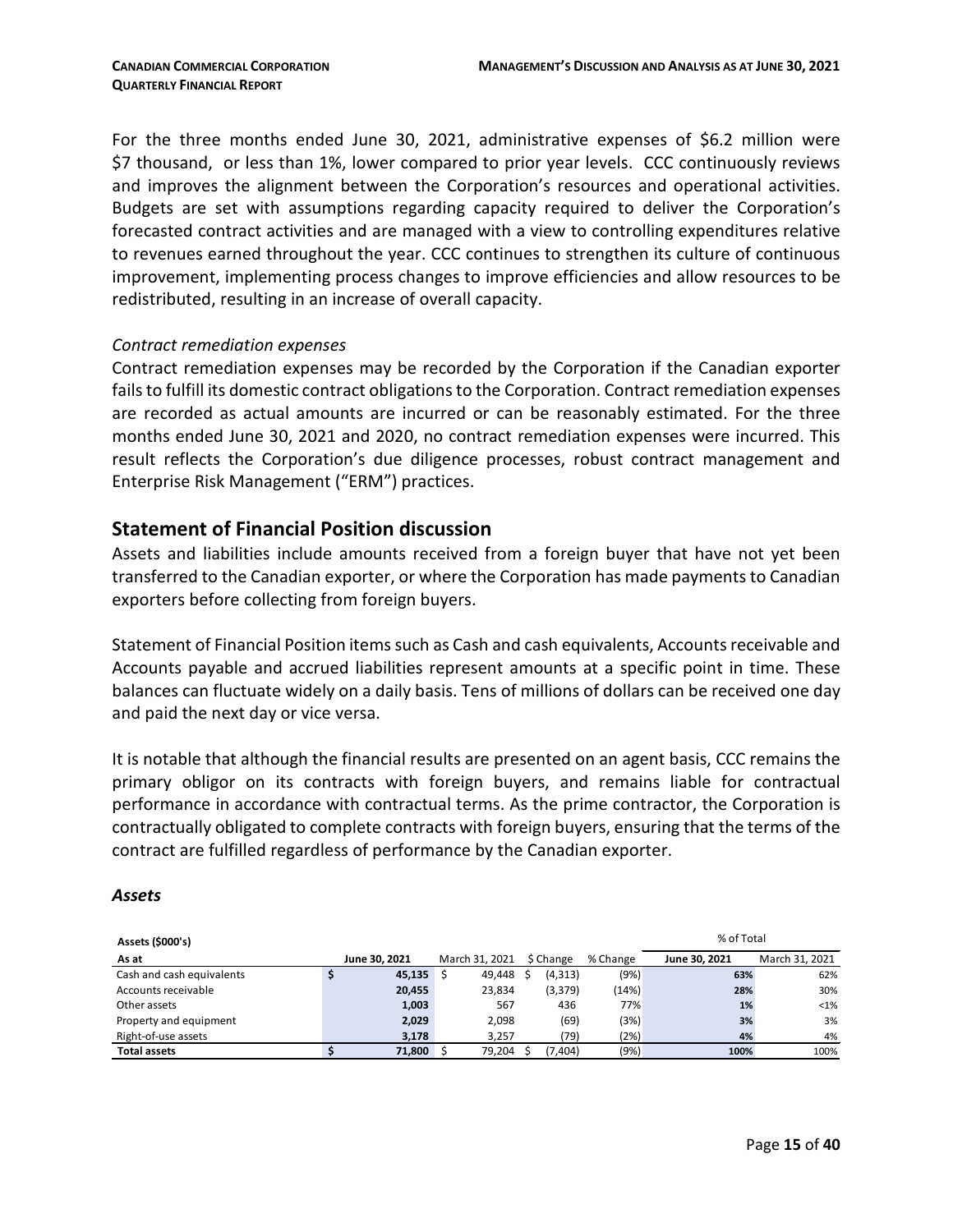For the three months ended June 30, 2021, administrative expenses of $6.2 million were $7 thousand, or less than 1%, lower compared to prior year levels. CCC continuously reviews and improves the alignment between the Corporation's resources and operational activities. Budgets are set with assumptions regarding capacity required to deliver the Corporation's forecasted contract activities and are managed with a view to controlling expenditures relative to revenues earned throughout the year. CCC continues to strengthen its culture of continuous improvement, implementing process changes to improve efficiencies and allow resources to be redistributed, resulting in an increase of overall capacity.

*Contract remediation expenses*

Contract remediation expenses may be recorded by the Corporation if the Canadian exporter fails to fulfill its domestic contract obligations to the Corporation. Contract remediation expenses are recorded as actual amounts are incurred or can be reasonably estimated. For the three months ended June 30, 2021 and 2020, no contract remediation expenses were incurred. This result reflects the Corporation's due diligence processes, robust contract management and Enterprise Risk Management ("ERM") practices.

## Statement of Financial Position discussion

Assets and liabilities include amounts received from a foreign buyer that have not yet been transferred to the Canadian exporter, or where the Corporation has made payments to Canadian exporters before collecting from foreign buyers.

Statement of Financial Position items such as Cash and cash equivalents, Accounts receivable and Accounts payable and accrued liabilities represent amounts at a specific point in time. These balances can fluctuate widely on a daily basis. Tens of millions of dollars can be received one day and paid the next day or vice versa.

It is notable that although the financial results are presented on an agent basis, CCC remains the primary obligor on its contracts with foreign buyers, and remains liable for contractual performance in accordance with contractual terms. As the prime contractor, the Corporation is contractually obligated to complete contracts with foreign buyers, ensuring that the terms of the contract are fulfilled regardless of performance by the Canadian exporter.

### *Assets*

| **Assets ($000's)** | | | | | % of Total | |
|---|---|---|---|---|---|---|
| **As at** | **June 30, 2021** | March 31, 2021 | $ Change | % Change | **June 30, 2021** | March 31, 2021 |
| Cash and cash equivalents | **$ 45,135** | $ 49,448 | $ (4,313) | (9%) | **63%** | 62% |
| Accounts receivable | **20,455** | 23,834 | (3,379) | (14%) | **28%** | 30% |
| Other assets | **1,003** | 567 | 436 | 77% | **1%** | <1% |
| Property and equipment | **2,029** | 2,098 | (69) | (3%) | **3%** | 3% |
| Right-of-use assets | **3,178** | 3,257 | (79) | (2%) | **4%** | 4% |
| **Total assets** | **$ 71,800** | $ 79,204 | $ (7,404) | (9%) | **100%** | 100% |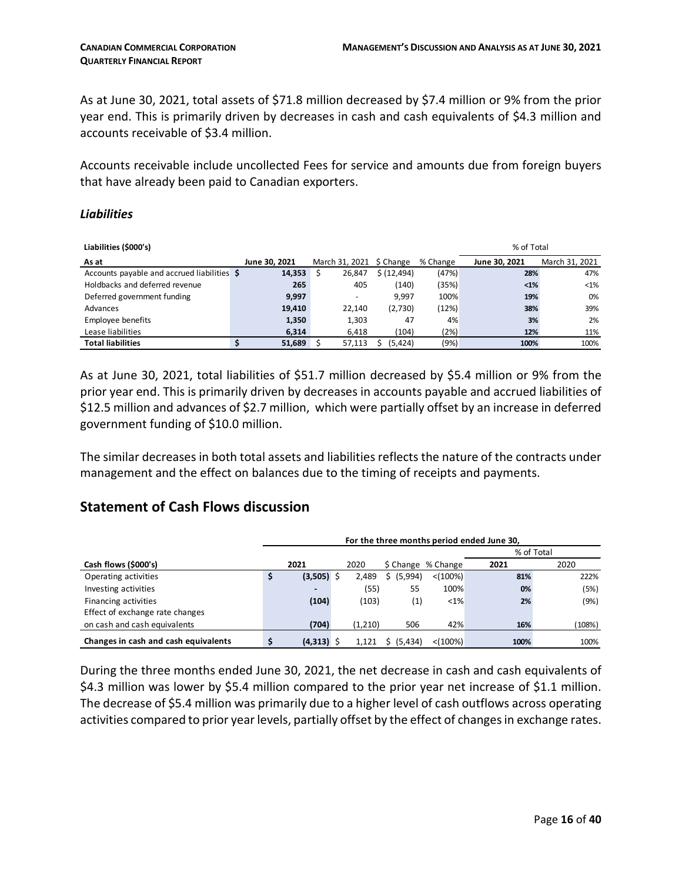As at June 30, 2021, total assets of $71.8 million decreased by $7.4 million or 9% from the prior year end. This is primarily driven by decreases in cash and cash equivalents of $4.3 million and accounts receivable of $3.4 million.

Accounts receivable include uncollected Fees for service and amounts due from foreign buyers that have already been paid to Canadian exporters.

### *Liabilities*

| Liabilities ($000's) | | | | | % of Total | |
|---|---|---|---|---|---|---|
| **As at** | **June 30, 2021** | March 31, 2021 | $ Change | % Change | **June 30, 2021** | March 31, 2021 |
| Accounts payable and accrued liabilities | $ **14,353** | $ 26,847 | $ (12,494) | (47%) | **28%** | 47% |
| Holdbacks and deferred revenue | **265** | 405 | (140) | (35%) | **<1%** | <1% |
| Deferred government funding | **9,997** | - | 9,997 | 100% | **19%** | 0% |
| Advances | **19,410** | 22,140 | (2,730) | (12%) | **38%** | 39% |
| Employee benefits | **1,350** | 1,303 | 47 | 4% | **3%** | 2% |
| Lease liabilities | **6,314** | 6,418 | (104) | (2%) | **12%** | 11% |
| **Total liabilities** | $ **51,689** | $ 57,113 | $ (5,424) | (9%) | **100%** | 100% |

As at June 30, 2021, total liabilities of $51.7 million decreased by $5.4 million or 9% from the prior year end. This is primarily driven by decreases in accounts payable and accrued liabilities of $12.5 million and advances of $2.7 million, which were partially offset by an increase in deferred government funding of $10.0 million.

The similar decreases in both total assets and liabilities reflects the nature of the contracts under management and the effect on balances due to the timing of receipts and payments.

## Statement of Cash Flows discussion

| | For the three months period ended June 30, | | | | | |
|---|---|---|---|---|---|---|
| | | | | | % of Total | |
| **Cash flows ($000's)** | **2021** | 2020 | $ Change | % Change | **2021** | 2020 |
| Operating activities | $ **(3,505)** | $ 2,489 | $ (5,994) | <(100%) | **81%** | 222% |
| Investing activities | **-** | (55) | 55 | 100% | **0%** | (5%) |
| Financing activities | **(104)** | (103) | (1) | <1% | **2%** | (9%) |
| Effect of exchange rate changes on cash and cash equivalents | **(704)** | (1,210) | 506 | 42% | **16%** | (108%) |
| **Changes in cash and cash equivalents** | $ **(4,313)** | $ 1,121 | $ (5,434) | <(100%) | **100%** | 100% |

During the three months ended June 30, 2021, the net decrease in cash and cash equivalents of $4.3 million was lower by $5.4 million compared to the prior year net increase of $1.1 million. The decrease of $5.4 million was primarily due to a higher level of cash outflows across operating activities compared to prior year levels, partially offset by the effect of changes in exchange rates.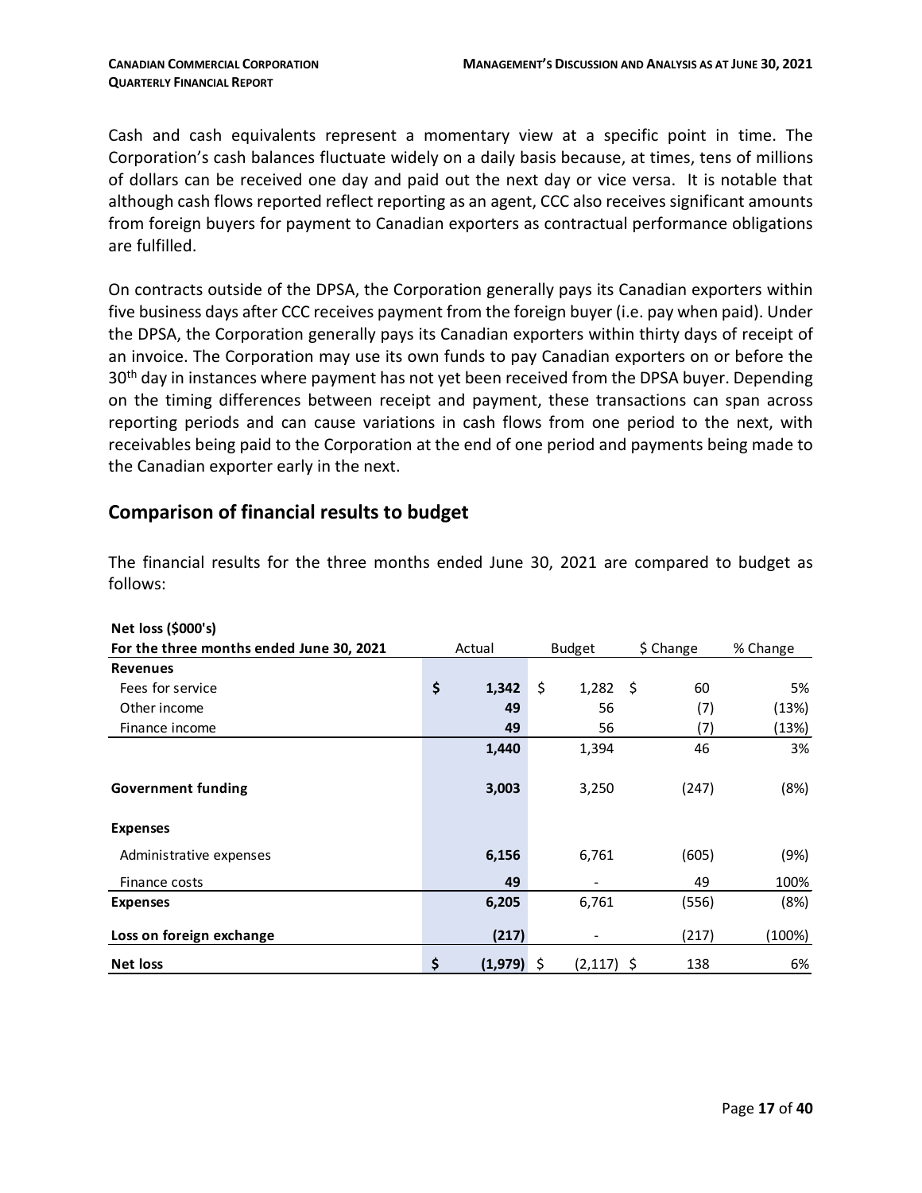Cash and cash equivalents represent a momentary view at a specific point in time. The Corporation's cash balances fluctuate widely on a daily basis because, at times, tens of millions of dollars can be received one day and paid out the next day or vice versa. It is notable that although cash flows reported reflect reporting as an agent, CCC also receives significant amounts from foreign buyers for payment to Canadian exporters as contractual performance obligations are fulfilled.

On contracts outside of the DPSA, the Corporation generally pays its Canadian exporters within five business days after CCC receives payment from the foreign buyer (i.e. pay when paid). Under the DPSA, the Corporation generally pays its Canadian exporters within thirty days of receipt of an invoice. The Corporation may use its own funds to pay Canadian exporters on or before the 30th day in instances where payment has not yet been received from the DPSA buyer. Depending on the timing differences between receipt and payment, these transactions can span across reporting periods and can cause variations in cash flows from one period to the next, with receivables being paid to the Corporation at the end of one period and payments being made to the Canadian exporter early in the next.

## Comparison of financial results to budget

The financial results for the three months ended June 30, 2021 are compared to budget as follows:

| **Net loss ($000's)**<br>**For the three months ended June 30, 2021** | Actual | Budget | $ Change | % Change |
|---|---|---|---|---|
| **Revenues** | | | | |
| Fees for service | **$ 1,342** | $ 1,282 | $ 60 | 5% |
| Other income | **49** | 56 | (7) | (13%) |
| Finance income | **49** | 56 | (7) | (13%) |
| | **1,440** | 1,394 | 46 | 3% |
| **Government funding** | **3,003** | 3,250 | (247) | (8%) |
| **Expenses** | | | | |
| Administrative expenses | **6,156** | 6,761 | (605) | (9%) |
| Finance costs | **49** | - | 49 | 100% |
| **Expenses** | **6,205** | 6,761 | (556) | (8%) |
| **Loss on foreign exchange** | **(217)** | - | (217) | (100%) |
| **Net loss** | **$ (1,979)** | $ (2,117) | $ 138 | 6% |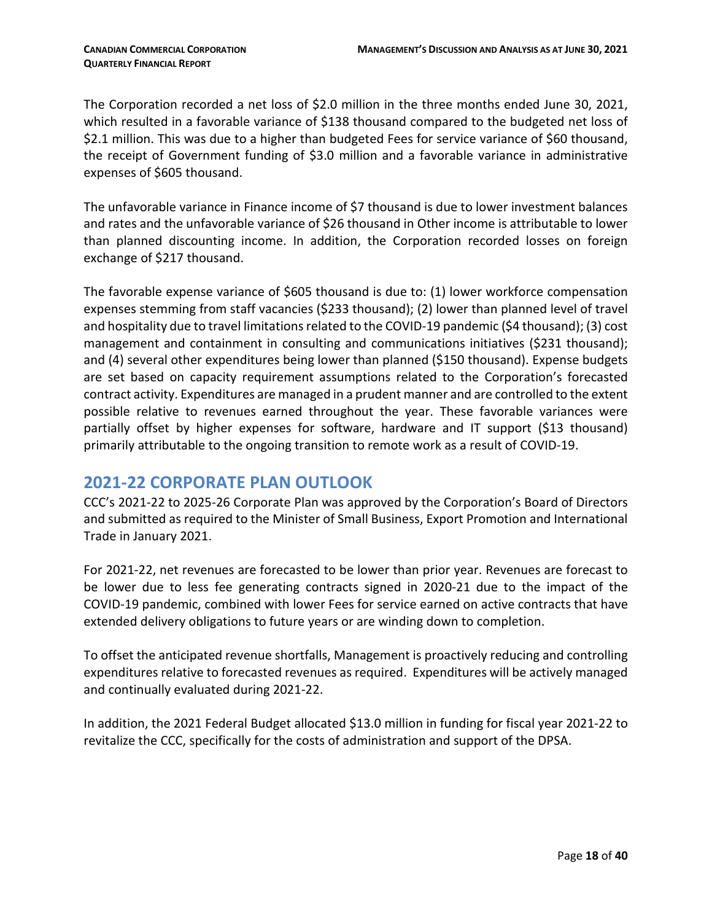The Corporation recorded a net loss of $2.0 million in the three months ended June 30, 2021, which resulted in a favorable variance of $138 thousand compared to the budgeted net loss of $2.1 million. This was due to a higher than budgeted Fees for service variance of $60 thousand, the receipt of Government funding of $3.0 million and a favorable variance in administrative expenses of $605 thousand.

The unfavorable variance in Finance income of $7 thousand is due to lower investment balances and rates and the unfavorable variance of $26 thousand in Other income is attributable to lower than planned discounting income. In addition, the Corporation recorded losses on foreign exchange of $217 thousand.

The favorable expense variance of $605 thousand is due to: (1) lower workforce compensation expenses stemming from staff vacancies ($233 thousand); (2) lower than planned level of travel and hospitality due to travel limitations related to the COVID-19 pandemic ($4 thousand); (3) cost management and containment in consulting and communications initiatives ($231 thousand); and (4) several other expenditures being lower than planned ($150 thousand). Expense budgets are set based on capacity requirement assumptions related to the Corporation's forecasted contract activity. Expenditures are managed in a prudent manner and are controlled to the extent possible relative to revenues earned throughout the year. These favorable variances were partially offset by higher expenses for software, hardware and IT support ($13 thousand) primarily attributable to the ongoing transition to remote work as a result of COVID-19.

## 2021-22 CORPORATE PLAN OUTLOOK

CCC's 2021-22 to 2025-26 Corporate Plan was approved by the Corporation's Board of Directors and submitted as required to the Minister of Small Business, Export Promotion and International Trade in January 2021.

For 2021-22, net revenues are forecasted to be lower than prior year. Revenues are forecast to be lower due to less fee generating contracts signed in 2020-21 due to the impact of the COVID-19 pandemic, combined with lower Fees for service earned on active contracts that have extended delivery obligations to future years or are winding down to completion.

To offset the anticipated revenue shortfalls, Management is proactively reducing and controlling expenditures relative to forecasted revenues as required. Expenditures will be actively managed and continually evaluated during 2021-22.

In addition, the 2021 Federal Budget allocated $13.0 million in funding for fiscal year 2021-22 to revitalize the CCC, specifically for the costs of administration and support of the DPSA.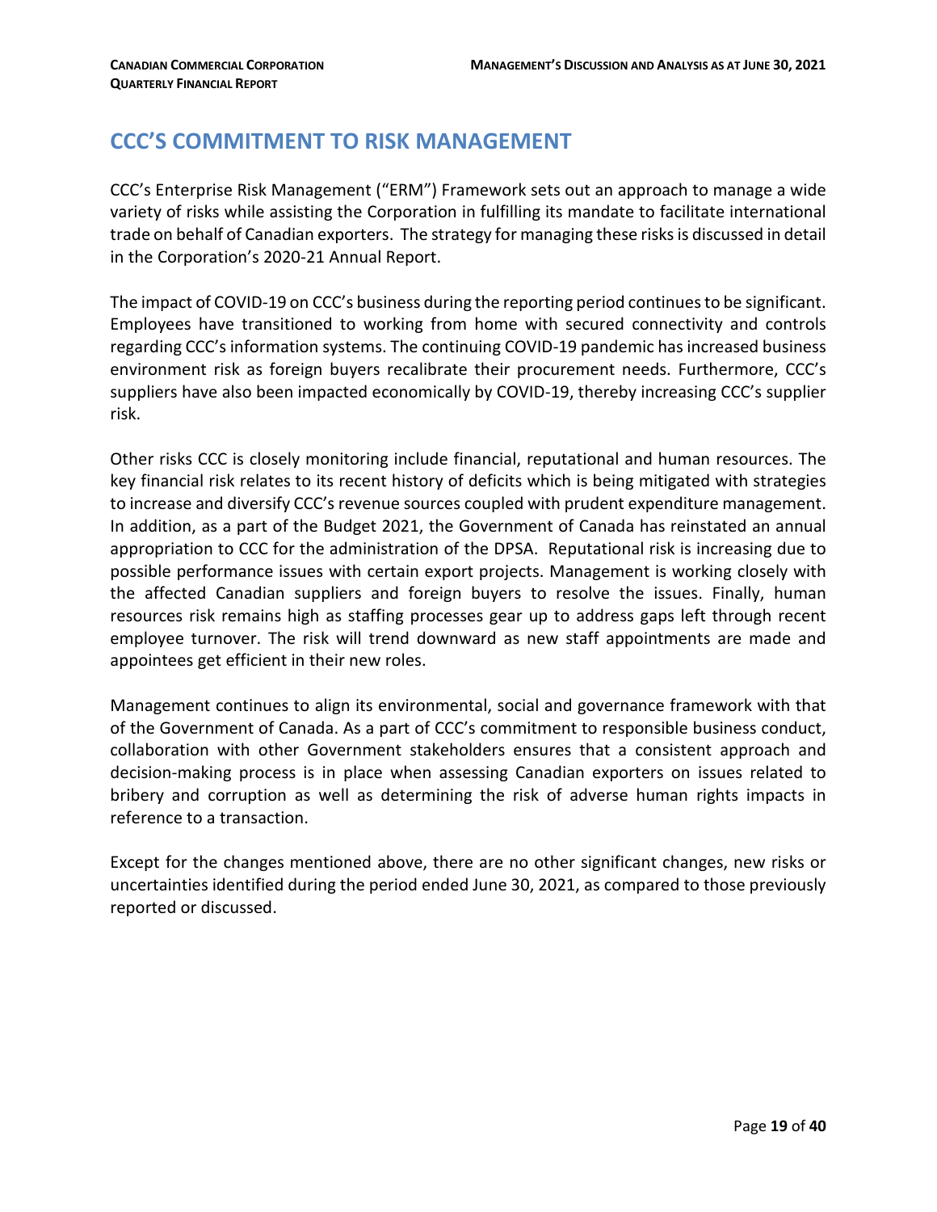## CCC'S COMMITMENT TO RISK MANAGEMENT

CCC's Enterprise Risk Management ("ERM") Framework sets out an approach to manage a wide variety of risks while assisting the Corporation in fulfilling its mandate to facilitate international trade on behalf of Canadian exporters. The strategy for managing these risks is discussed in detail in the Corporation's 2020-21 Annual Report.

The impact of COVID-19 on CCC's business during the reporting period continues to be significant. Employees have transitioned to working from home with secured connectivity and controls regarding CCC's information systems. The continuing COVID-19 pandemic has increased business environment risk as foreign buyers recalibrate their procurement needs. Furthermore, CCC's suppliers have also been impacted economically by COVID-19, thereby increasing CCC's supplier risk.

Other risks CCC is closely monitoring include financial, reputational and human resources. The key financial risk relates to its recent history of deficits which is being mitigated with strategies to increase and diversify CCC's revenue sources coupled with prudent expenditure management. In addition, as a part of the Budget 2021, the Government of Canada has reinstated an annual appropriation to CCC for the administration of the DPSA. Reputational risk is increasing due to possible performance issues with certain export projects. Management is working closely with the affected Canadian suppliers and foreign buyers to resolve the issues. Finally, human resources risk remains high as staffing processes gear up to address gaps left through recent employee turnover. The risk will trend downward as new staff appointments are made and appointees get efficient in their new roles.

Management continues to align its environmental, social and governance framework with that of the Government of Canada. As a part of CCC's commitment to responsible business conduct, collaboration with other Government stakeholders ensures that a consistent approach and decision-making process is in place when assessing Canadian exporters on issues related to bribery and corruption as well as determining the risk of adverse human rights impacts in reference to a transaction.

Except for the changes mentioned above, there are no other significant changes, new risks or uncertainties identified during the period ended June 30, 2021, as compared to those previously reported or discussed.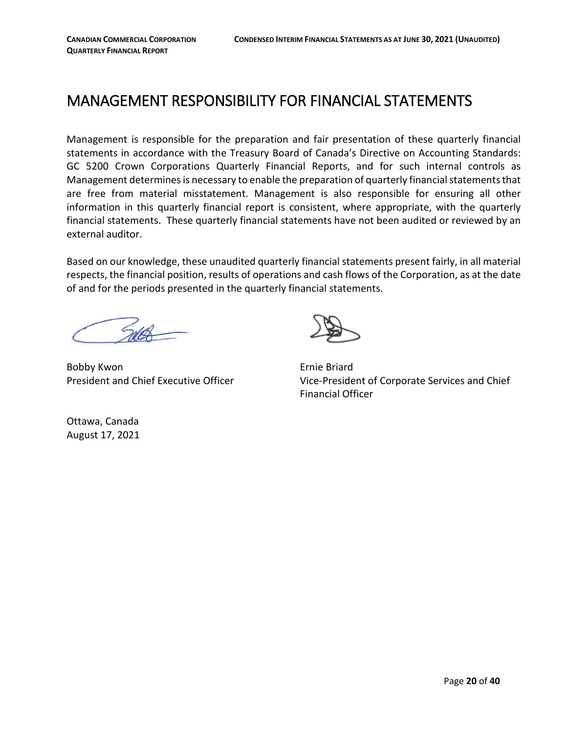# MANAGEMENT RESPONSIBILITY FOR FINANCIAL STATEMENTS

Management is responsible for the preparation and fair presentation of these quarterly financial statements in accordance with the Treasury Board of Canada's Directive on Accounting Standards: GC 5200 Crown Corporations Quarterly Financial Reports, and for such internal controls as Management determines is necessary to enable the preparation of quarterly financial statements that are free from material misstatement. Management is also responsible for ensuring all other information in this quarterly financial report is consistent, where appropriate, with the quarterly financial statements. These quarterly financial statements have not been audited or reviewed by an external auditor.

Based on our knowledge, these unaudited quarterly financial statements present fairly, in all material respects, the financial position, results of operations and cash flows of the Corporation, as at the date of and for the periods presented in the quarterly financial statements.

Bobby Kwon
President and Chief Executive Officer

Ernie Briard
Vice-President of Corporate Services and Chief Financial Officer

Ottawa, Canada
August 17, 2021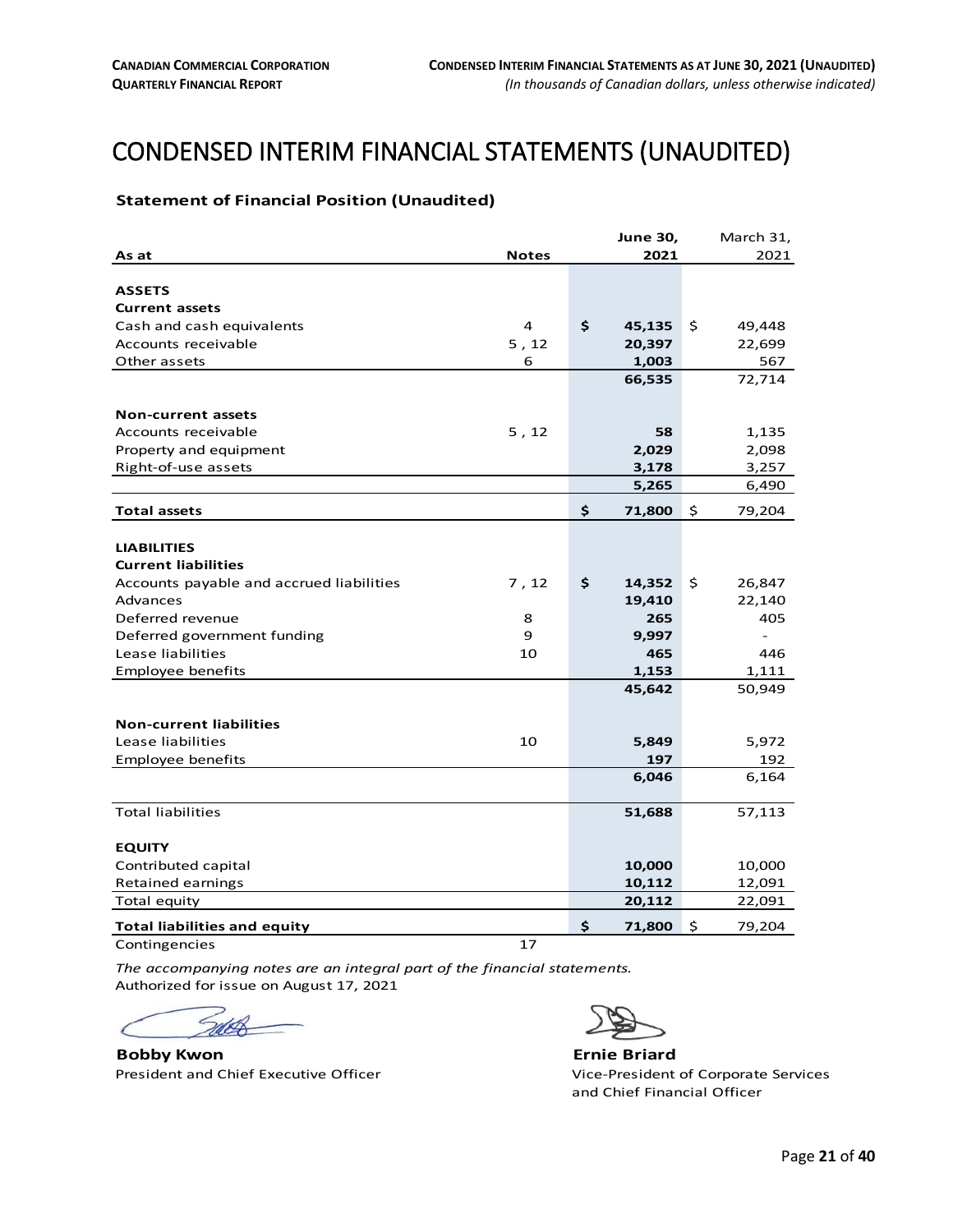# CONDENSED INTERIM FINANCIAL STATEMENTS (UNAUDITED)

### Statement of Financial Position (Unaudited)

| As at | Notes | June 30, 2021 | March 31, 2021 |
|---|---|---|---|
| **ASSETS** | | | |
| **Current assets** | | | |
| Cash and cash equivalents | 4 | **$ 45,135** | $ 49,448 |
| Accounts receivable | 5 , 12 | **20,397** | 22,699 |
| Other assets | 6 | **1,003** | 567 |
| | | **66,535** | 72,714 |
| **Non-current assets** | | | |
| Accounts receivable | 5 , 12 | **58** | 1,135 |
| Property and equipment | | **2,029** | 2,098 |
| Right-of-use assets | | **3,178** | 3,257 |
| | | **5,265** | 6,490 |
| **Total assets** | | **$ 71,800** | $ 79,204 |
| **LIABILITIES** | | | |
| **Current liabilities** | | | |
| Accounts payable and accrued liabilities | 7 , 12 | **$ 14,352** | $ 26,847 |
| Advances | | **19,410** | 22,140 |
| Deferred revenue | 8 | **265** | 405 |
| Deferred government funding | 9 | **9,997** | - |
| Lease liabilities | 10 | **465** | 446 |
| Employee benefits | | **1,153** | 1,111 |
| | | **45,642** | 50,949 |
| **Non-current liabilities** | | | |
| Lease liabilities | 10 | **5,849** | 5,972 |
| Employee benefits | | **197** | 192 |
| | | **6,046** | 6,164 |
| Total liabilities | | **51,688** | 57,113 |
| **EQUITY** | | | |
| Contributed capital | | **10,000** | 10,000 |
| Retained earnings | | **10,112** | 12,091 |
| Total equity | | **20,112** | 22,091 |
| **Total liabilities and equity** | | **$ 71,800** | $ 79,204 |
| Contingencies | 17 | | |

*The accompanying notes are an integral part of the financial statements.*
Authorized for issue on August 17, 2021

**Bobby Kwon**
President and Chief Executive Officer

**Ernie Briard**
Vice-President of Corporate Services and Chief Financial Officer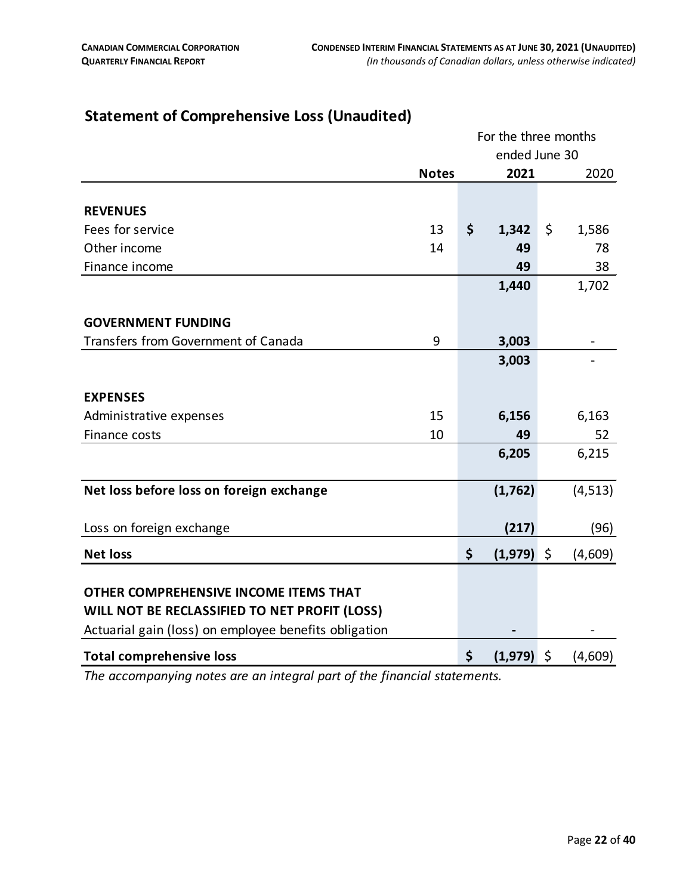## Statement of Comprehensive Loss (Unaudited)

| | Notes | For the three months ended June 30 2021 | 2020 |
|---|---|---|---|
| **REVENUES** | | | |
| Fees for service | 13 | **$ 1,342** | $ 1,586 |
| Other income | 14 | **49** | 78 |
| Finance income | | **49** | 38 |
| | | **1,440** | 1,702 |
| **GOVERNMENT FUNDING** | | | |
| Transfers from Government of Canada | 9 | **3,003** | - |
| | | **3,003** | - |
| **EXPENSES** | | | |
| Administrative expenses | 15 | **6,156** | 6,163 |
| Finance costs | 10 | **49** | 52 |
| | | **6,205** | 6,215 |
| **Net loss before loss on foreign exchange** | | **(1,762)** | (4,513) |
| Loss on foreign exchange | | **(217)** | (96) |
| **Net loss** | | **$ (1,979)** | $ (4,609) |
| **OTHER COMPREHENSIVE INCOME ITEMS THAT WILL NOT BE RECLASSIFIED TO NET PROFIT (LOSS)** | | | |
| Actuarial gain (loss) on employee benefits obligation | | **-** | - |
| **Total comprehensive loss** | | **$ (1,979)** | $ (4,609) |

*The accompanying notes are an integral part of the financial statements.*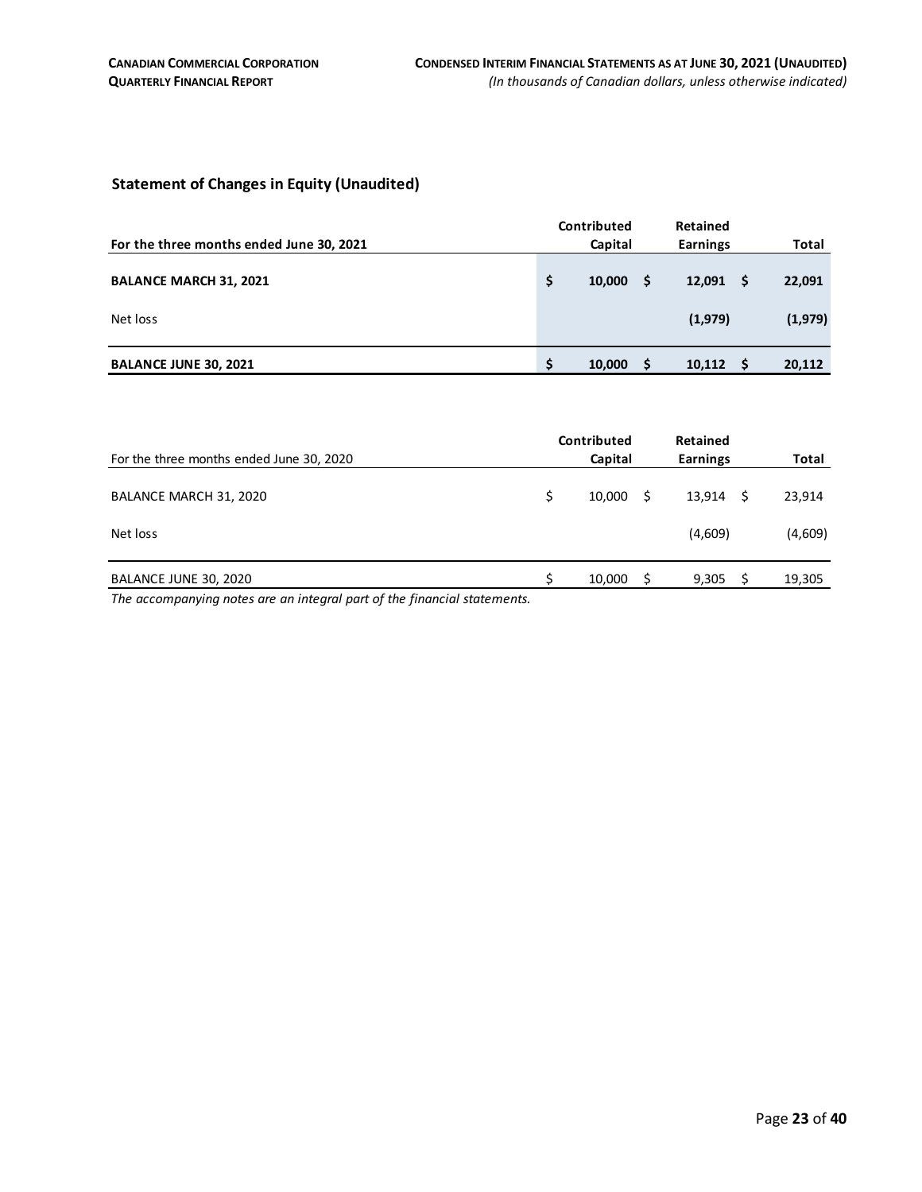## Statement of Changes in Equity (Unaudited)

| For the three months ended June 30, 2021 | Contributed Capital | Retained Earnings | Total |
|---|---|---|---|
| **BALANCE MARCH 31, 2021** | **$ 10,000** | **$ 12,091** | **$ 22,091** |
| Net loss | | **(1,979)** | **(1,979)** |
| **BALANCE JUNE 30, 2021** | **$ 10,000** | **$ 10,112** | **$ 20,112** |

| For the three months ended June 30, 2020 | Contributed Capital | Retained Earnings | Total |
|---|---|---|---|
| BALANCE MARCH 31, 2020 | $ 10,000 | $ 13,914 | $ 23,914 |
| Net loss | | (4,609) | (4,609) |
| BALANCE JUNE 30, 2020 | $ 10,000 | $ 9,305 | $ 19,305 |

*The accompanying notes are an integral part of the financial statements.*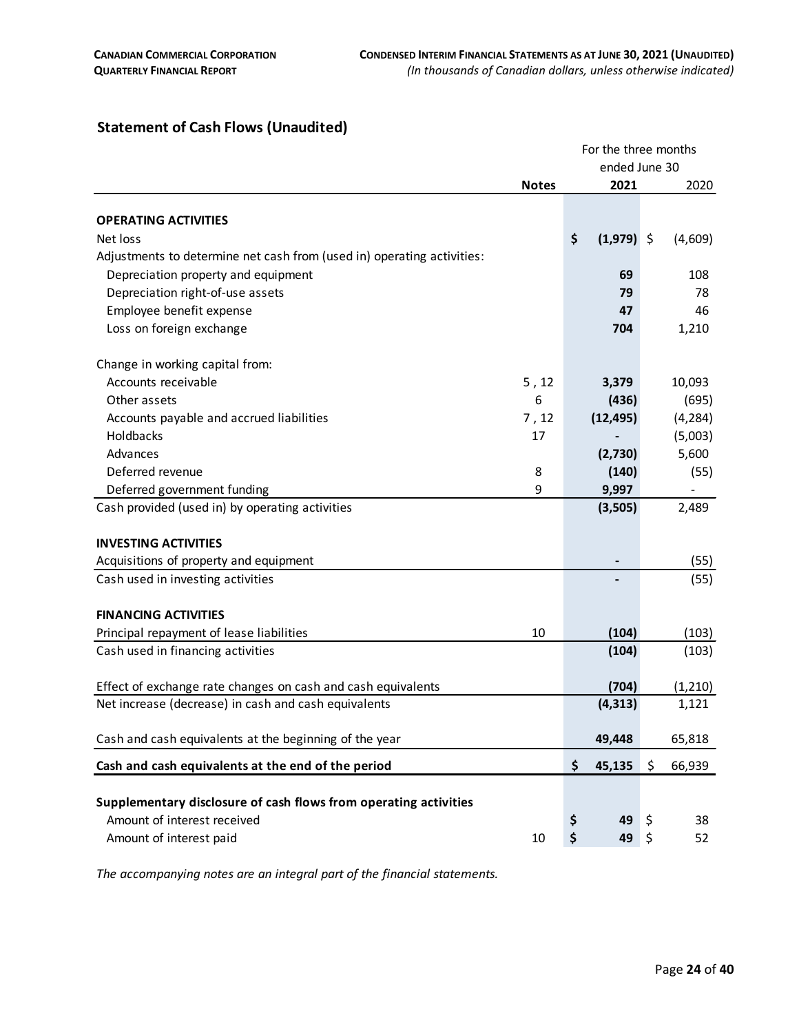## Statement of Cash Flows (Unaudited)

| | Notes | For the three months ended June 30 2021 | 2020 |
|---|---|---|---|
| **OPERATING ACTIVITIES** | | | |
| Net loss | | **$ (1,979)** | $ (4,609) |
| Adjustments to determine net cash from (used in) operating activities: | | | |
| Depreciation property and equipment | | **69** | 108 |
| Depreciation right-of-use assets | | **79** | 78 |
| Employee benefit expense | | **47** | 46 |
| Loss on foreign exchange | | **704** | 1,210 |
| Change in working capital from: | | | |
| Accounts receivable | 5 , 12 | **3,379** | 10,093 |
| Other assets | 6 | **(436)** | (695) |
| Accounts payable and accrued liabilities | 7 , 12 | **(12,495)** | (4,284) |
| Holdbacks | 17 | **-** | (5,003) |
| Advances | | **(2,730)** | 5,600 |
| Deferred revenue | 8 | **(140)** | (55) |
| Deferred government funding | 9 | **9,997** | - |
| Cash provided (used in) by operating activities | | **(3,505)** | 2,489 |
| **INVESTING ACTIVITIES** | | | |
| Acquisitions of property and equipment | | **-** | (55) |
| Cash used in investing activities | | **-** | (55) |
| **FINANCING ACTIVITIES** | | | |
| Principal repayment of lease liabilities | 10 | **(104)** | (103) |
| Cash used in financing activities | | **(104)** | (103) |
| Effect of exchange rate changes on cash and cash equivalents | | **(704)** | (1,210) |
| Net increase (decrease) in cash and cash equivalents | | **(4,313)** | 1,121 |
| Cash and cash equivalents at the beginning of the year | | **49,448** | 65,818 |
| **Cash and cash equivalents at the end of the period** | | **$ 45,135** | **$ 66,939** |
| **Supplementary disclosure of cash flows from operating activities** | | | |
| Amount of interest received | | **$ 49** | $ 38 |
| Amount of interest paid | 10 | **$ 49** | $ 52 |

*The accompanying notes are an integral part of the financial statements.*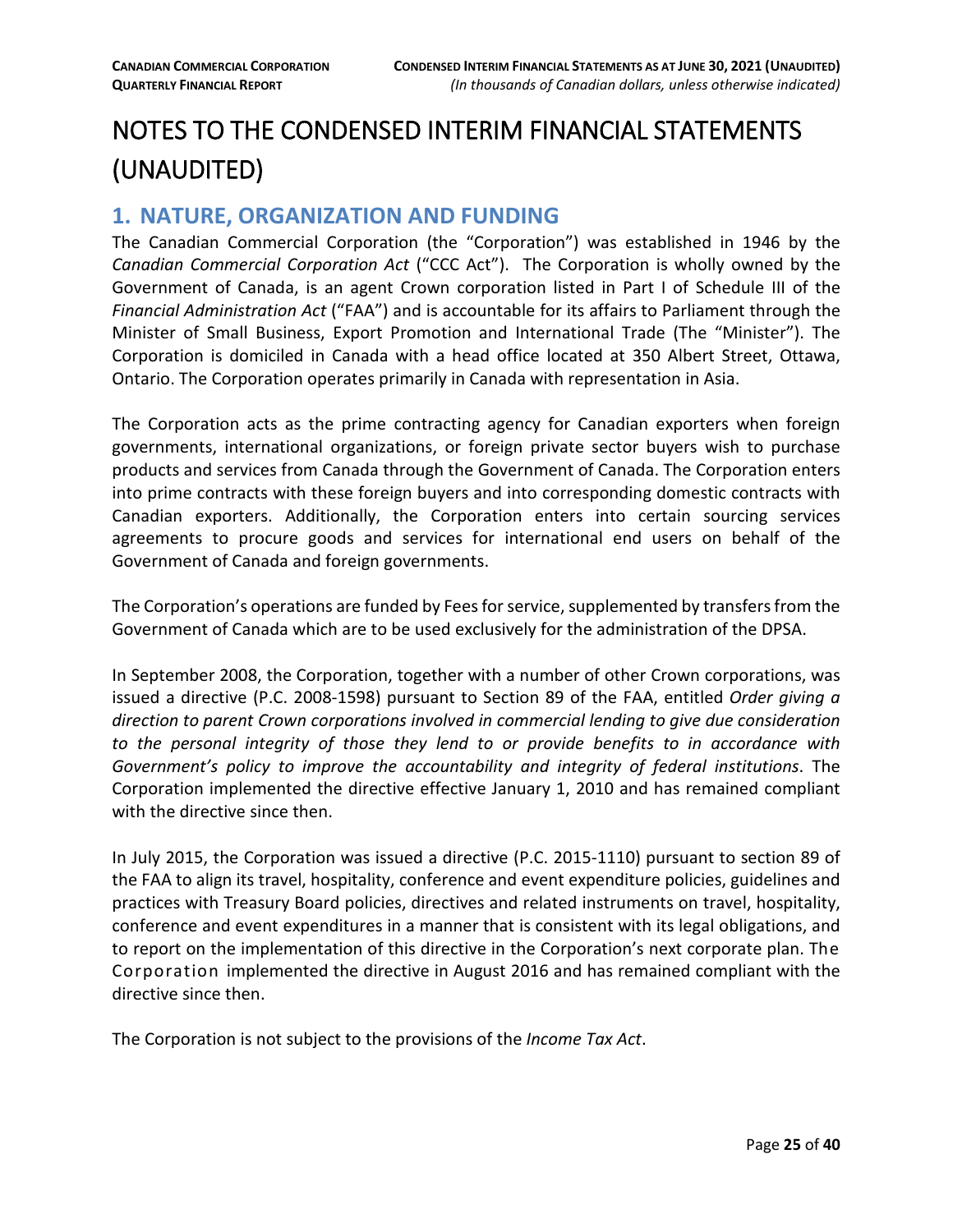# NOTES TO THE CONDENSED INTERIM FINANCIAL STATEMENTS (UNAUDITED)

## 1. NATURE, ORGANIZATION AND FUNDING

The Canadian Commercial Corporation (the "Corporation") was established in 1946 by the *Canadian Commercial Corporation Act* ("CCC Act"). The Corporation is wholly owned by the Government of Canada, is an agent Crown corporation listed in Part I of Schedule III of the *Financial Administration Act* ("FAA") and is accountable for its affairs to Parliament through the Minister of Small Business, Export Promotion and International Trade (The "Minister"). The Corporation is domiciled in Canada with a head office located at 350 Albert Street, Ottawa, Ontario. The Corporation operates primarily in Canada with representation in Asia.

The Corporation acts as the prime contracting agency for Canadian exporters when foreign governments, international organizations, or foreign private sector buyers wish to purchase products and services from Canada through the Government of Canada. The Corporation enters into prime contracts with these foreign buyers and into corresponding domestic contracts with Canadian exporters. Additionally, the Corporation enters into certain sourcing services agreements to procure goods and services for international end users on behalf of the Government of Canada and foreign governments.

The Corporation's operations are funded by Fees for service, supplemented by transfers from the Government of Canada which are to be used exclusively for the administration of the DPSA.

In September 2008, the Corporation, together with a number of other Crown corporations, was issued a directive (P.C. 2008-1598) pursuant to Section 89 of the FAA, entitled *Order giving a direction to parent Crown corporations involved in commercial lending to give due consideration to the personal integrity of those they lend to or provide benefits to in accordance with Government's policy to improve the accountability and integrity of federal institutions*. The Corporation implemented the directive effective January 1, 2010 and has remained compliant with the directive since then.

In July 2015, the Corporation was issued a directive (P.C. 2015-1110) pursuant to section 89 of the FAA to align its travel, hospitality, conference and event expenditure policies, guidelines and practices with Treasury Board policies, directives and related instruments on travel, hospitality, conference and event expenditures in a manner that is consistent with its legal obligations, and to report on the implementation of this directive in the Corporation's next corporate plan. The Corporation implemented the directive in August 2016 and has remained compliant with the directive since then.

The Corporation is not subject to the provisions of the *Income Tax Act*.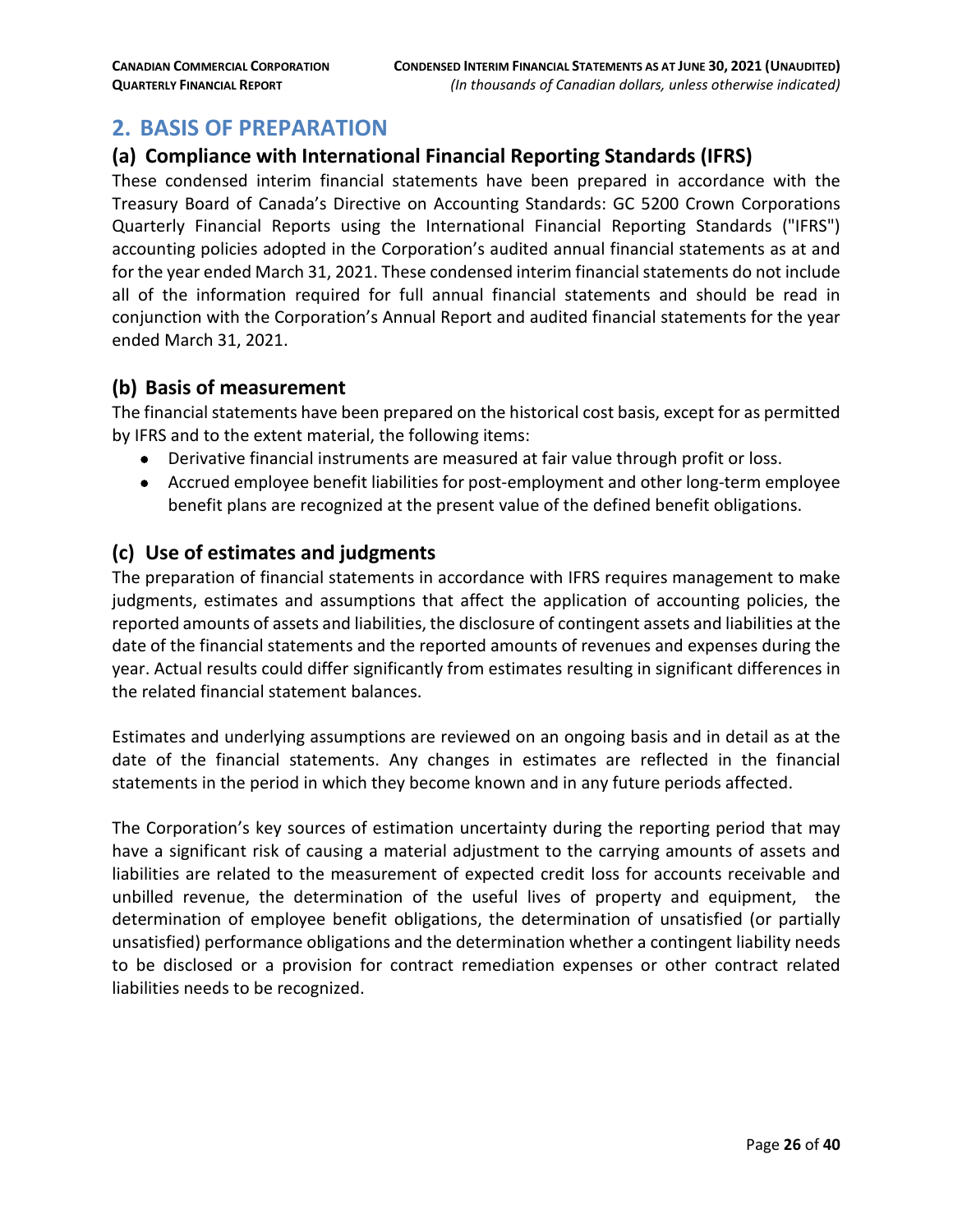## 2. BASIS OF PREPARATION

### (a) Compliance with International Financial Reporting Standards (IFRS)

These condensed interim financial statements have been prepared in accordance with the Treasury Board of Canada's Directive on Accounting Standards: GC 5200 Crown Corporations Quarterly Financial Reports using the International Financial Reporting Standards ("IFRS") accounting policies adopted in the Corporation's audited annual financial statements as at and for the year ended March 31, 2021. These condensed interim financial statements do not include all of the information required for full annual financial statements and should be read in conjunction with the Corporation's Annual Report and audited financial statements for the year ended March 31, 2021.

### (b) Basis of measurement

The financial statements have been prepared on the historical cost basis, except for as permitted by IFRS and to the extent material, the following items:

- Derivative financial instruments are measured at fair value through profit or loss.
- Accrued employee benefit liabilities for post-employment and other long-term employee benefit plans are recognized at the present value of the defined benefit obligations.

### (c) Use of estimates and judgments

The preparation of financial statements in accordance with IFRS requires management to make judgments, estimates and assumptions that affect the application of accounting policies, the reported amounts of assets and liabilities, the disclosure of contingent assets and liabilities at the date of the financial statements and the reported amounts of revenues and expenses during the year. Actual results could differ significantly from estimates resulting in significant differences in the related financial statement balances.

Estimates and underlying assumptions are reviewed on an ongoing basis and in detail as at the date of the financial statements. Any changes in estimates are reflected in the financial statements in the period in which they become known and in any future periods affected.

The Corporation's key sources of estimation uncertainty during the reporting period that may have a significant risk of causing a material adjustment to the carrying amounts of assets and liabilities are related to the measurement of expected credit loss for accounts receivable and unbilled revenue, the determination of the useful lives of property and equipment, the determination of employee benefit obligations, the determination of unsatisfied (or partially unsatisfied) performance obligations and the determination whether a contingent liability needs to be disclosed or a provision for contract remediation expenses or other contract related liabilities needs to be recognized.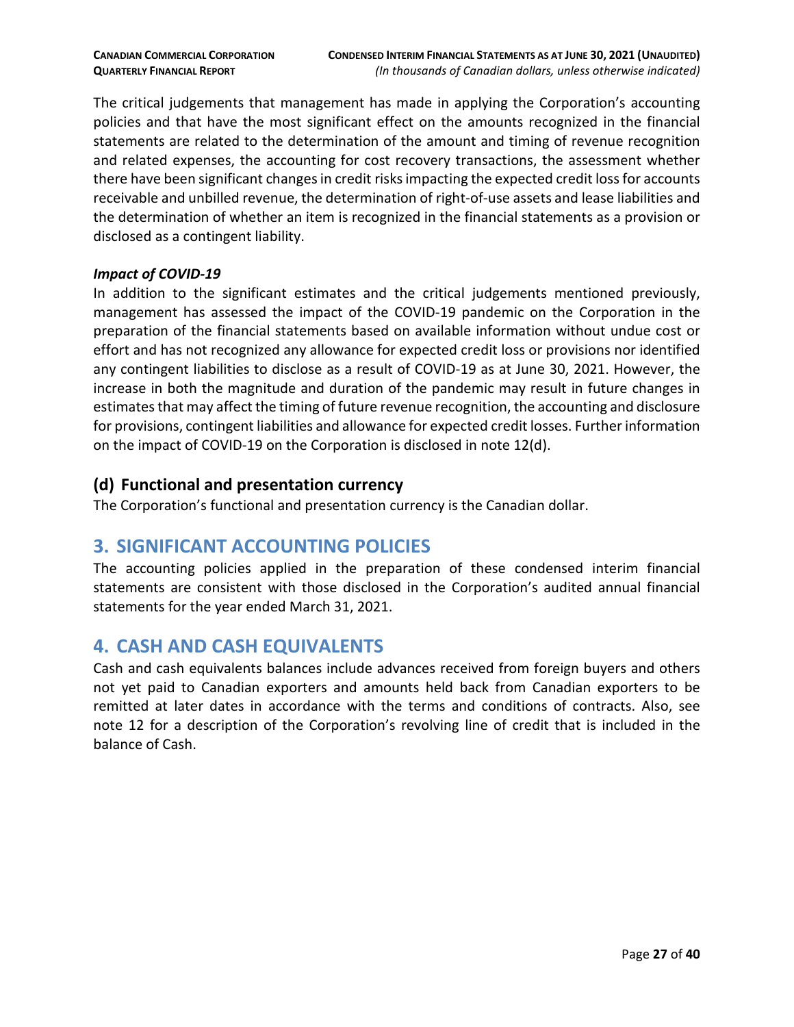The critical judgements that management has made in applying the Corporation's accounting policies and that have the most significant effect on the amounts recognized in the financial statements are related to the determination of the amount and timing of revenue recognition and related expenses, the accounting for cost recovery transactions, the assessment whether there have been significant changes in credit risks impacting the expected credit loss for accounts receivable and unbilled revenue, the determination of right-of-use assets and lease liabilities and the determination of whether an item is recognized in the financial statements as a provision or disclosed as a contingent liability.

***Impact of COVID-19***

In addition to the significant estimates and the critical judgements mentioned previously, management has assessed the impact of the COVID-19 pandemic on the Corporation in the preparation of the financial statements based on available information without undue cost or effort and has not recognized any allowance for expected credit loss or provisions nor identified any contingent liabilities to disclose as a result of COVID-19 as at June 30, 2021. However, the increase in both the magnitude and duration of the pandemic may result in future changes in estimates that may affect the timing of future revenue recognition, the accounting and disclosure for provisions, contingent liabilities and allowance for expected credit losses. Further information on the impact of COVID-19 on the Corporation is disclosed in note 12(d).

### (d) Functional and presentation currency

The Corporation's functional and presentation currency is the Canadian dollar.

## 3. SIGNIFICANT ACCOUNTING POLICIES

The accounting policies applied in the preparation of these condensed interim financial statements are consistent with those disclosed in the Corporation's audited annual financial statements for the year ended March 31, 2021.

## 4. CASH AND CASH EQUIVALENTS

Cash and cash equivalents balances include advances received from foreign buyers and others not yet paid to Canadian exporters and amounts held back from Canadian exporters to be remitted at later dates in accordance with the terms and conditions of contracts. Also, see note 12 for a description of the Corporation's revolving line of credit that is included in the balance of Cash.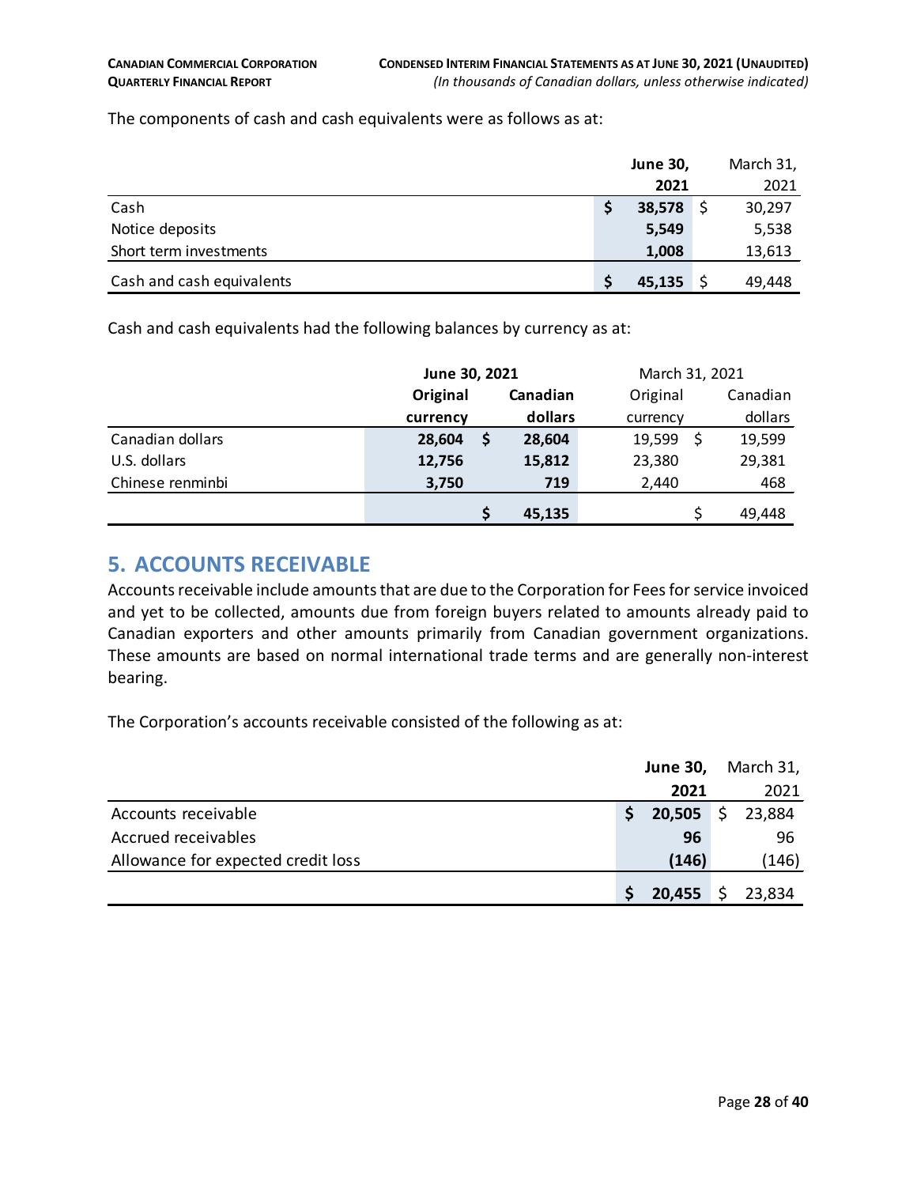The components of cash and cash equivalents were as follows as at:

| | June 30, 2021 | March 31, 2021 |
|---|---|---|
| Cash | $ 38,578 | $ 30,297 |
| Notice deposits | 5,549 | 5,538 |
| Short term investments | 1,008 | 13,613 |
| Cash and cash equivalents | $ 45,135 | $ 49,448 |

Cash and cash equivalents had the following balances by currency as at:

| | June 30, 2021 | | March 31, 2021 | |
|---|---|---|---|---|
| | Original currency | Canadian dollars | Original currency | Canadian dollars |
| Canadian dollars | 28,604 | $ 28,604 | 19,599 | $ 19,599 |
| U.S. dollars | 12,756 | 15,812 | 23,380 | 29,381 |
| Chinese renminbi | 3,750 | 719 | 2,440 | 468 |
| | | $ 45,135 | | $ 49,448 |

## 5. ACCOUNTS RECEIVABLE

Accounts receivable include amounts that are due to the Corporation for Fees for service invoiced and yet to be collected, amounts due from foreign buyers related to amounts already paid to Canadian exporters and other amounts primarily from Canadian government organizations. These amounts are based on normal international trade terms and are generally non-interest bearing.

The Corporation's accounts receivable consisted of the following as at:

| | June 30, 2021 | March 31, 2021 |
|---|---|---|
| Accounts receivable | $ 20,505 | $ 23,884 |
| Accrued receivables | 96 | 96 |
| Allowance for expected credit loss | (146) | (146) |
| | $ 20,455 | $ 23,834 |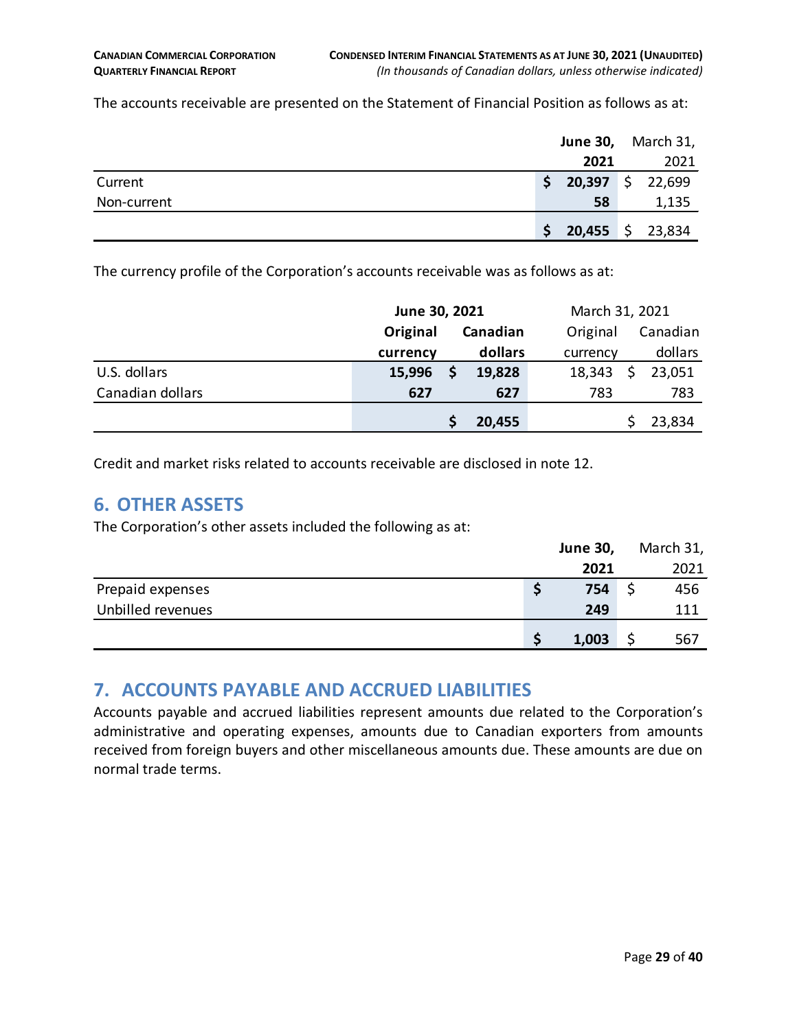The accounts receivable are presented on the Statement of Financial Position as follows as at:

| | June 30, 2021 | March 31, 2021 |
|---|---|---|
| Current | $ 20,397 | $ 22,699 |
| Non-current | 58 | 1,135 |
| | $ 20,455 | $ 23,834 |

The currency profile of the Corporation's accounts receivable was as follows as at:

| | June 30, 2021 | | March 31, 2021 | |
|---|---|---|---|---|
| | Original currency | Canadian dollars | Original currency | Canadian dollars |
| U.S. dollars | 15,996 | $ 19,828 | 18,343 | $ 23,051 |
| Canadian dollars | 627 | 627 | 783 | 783 |
| | | $ 20,455 | | $ 23,834 |

Credit and market risks related to accounts receivable are disclosed in note 12.

## 6. OTHER ASSETS

The Corporation's other assets included the following as at:

| | June 30, 2021 | March 31, 2021 |
|---|---|---|
| Prepaid expenses | $ 754 | $ 456 |
| Unbilled revenues | 249 | 111 |
| | $ 1,003 | $ 567 |

## 7. ACCOUNTS PAYABLE AND ACCRUED LIABILITIES

Accounts payable and accrued liabilities represent amounts due related to the Corporation's administrative and operating expenses, amounts due to Canadian exporters from amounts received from foreign buyers and other miscellaneous amounts due. These amounts are due on normal trade terms.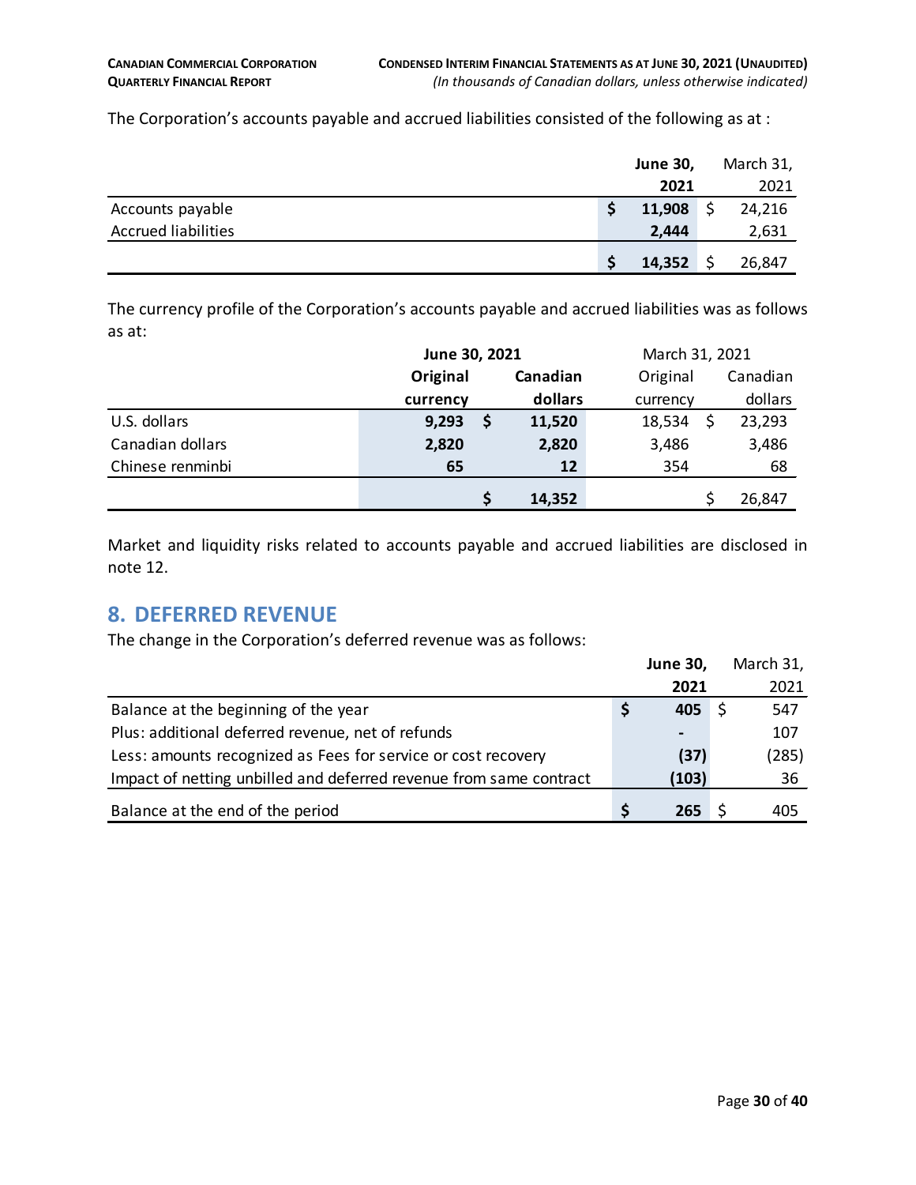The Corporation's accounts payable and accrued liabilities consisted of the following as at :

| | June 30, 2021 | March 31, 2021 |
|---|---|---|
| Accounts payable | $ 11,908 | $ 24,216 |
| Accrued liabilities | 2,444 | 2,631 |
| | $ 14,352 | $ 26,847 |

The currency profile of the Corporation's accounts payable and accrued liabilities was as follows as at:

| | June 30, 2021 | | March 31, 2021 | |
|---|---|---|---|---|
| | Original currency | Canadian dollars | Original currency | Canadian dollars |
| U.S. dollars | 9,293 | $ 11,520 | 18,534 | $ 23,293 |
| Canadian dollars | 2,820 | 2,820 | 3,486 | 3,486 |
| Chinese renminbi | 65 | 12 | 354 | 68 |
| | | $ 14,352 | | $ 26,847 |

Market and liquidity risks related to accounts payable and accrued liabilities are disclosed in note 12.

## 8. DEFERRED REVENUE

The change in the Corporation's deferred revenue was as follows:

| | June 30, 2021 | March 31, 2021 |
|---|---|---|
| Balance at the beginning of the year | $ 405 | $ 547 |
| Plus: additional deferred revenue, net of refunds | - | 107 |
| Less: amounts recognized as Fees for service or cost recovery | (37) | (285) |
| Impact of netting unbilled and deferred revenue from same contract | (103) | 36 |
| Balance at the end of the period | $ 265 | $ 405 |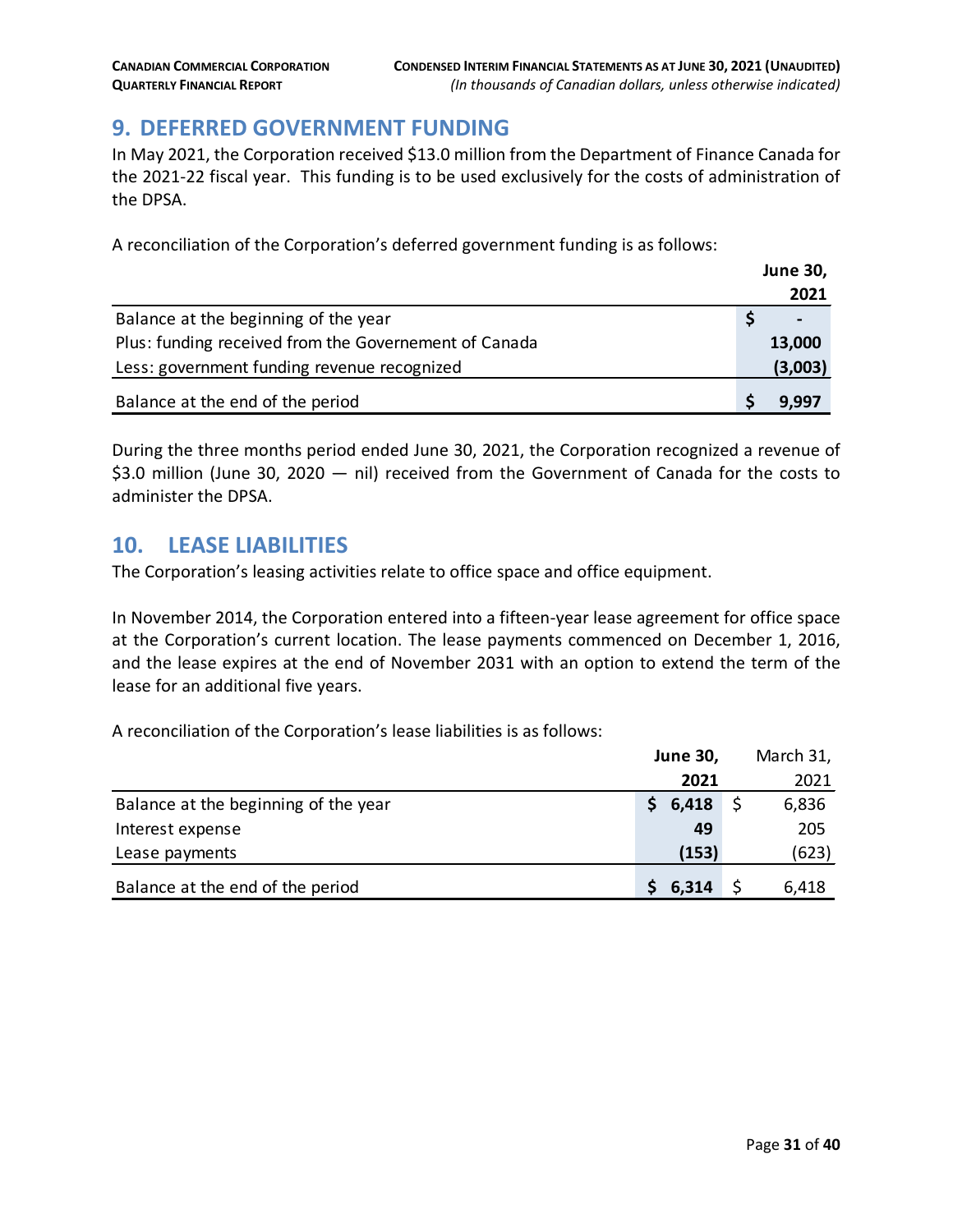## 9. DEFERRED GOVERNMENT FUNDING

In May 2021, the Corporation received $13.0 million from the Department of Finance Canada for the 2021-22 fiscal year. This funding is to be used exclusively for the costs of administration of the DPSA.

A reconciliation of the Corporation's deferred government funding is as follows:

| | June 30, 2021 |
|---|---|
| Balance at the beginning of the year | $ - |
| Plus: funding received from the Governement of Canada | 13,000 |
| Less: government funding revenue recognized | (3,003) |
| Balance at the end of the period | $ 9,997 |

During the three months period ended June 30, 2021, the Corporation recognized a revenue of $3.0 million (June 30, 2020 — nil) received from the Government of Canada for the costs to administer the DPSA.

## 10. LEASE LIABILITIES

The Corporation's leasing activities relate to office space and office equipment.

In November 2014, the Corporation entered into a fifteen-year lease agreement for office space at the Corporation's current location. The lease payments commenced on December 1, 2016, and the lease expires at the end of November 2031 with an option to extend the term of the lease for an additional five years.

A reconciliation of the Corporation's lease liabilities is as follows:

| | June 30, 2021 | March 31, 2021 |
|---|---|---|
| Balance at the beginning of the year | $ 6,418 | $ 6,836 |
| Interest expense | 49 | 205 |
| Lease payments | (153) | (623) |
| Balance at the end of the period | $ 6,314 | $ 6,418 |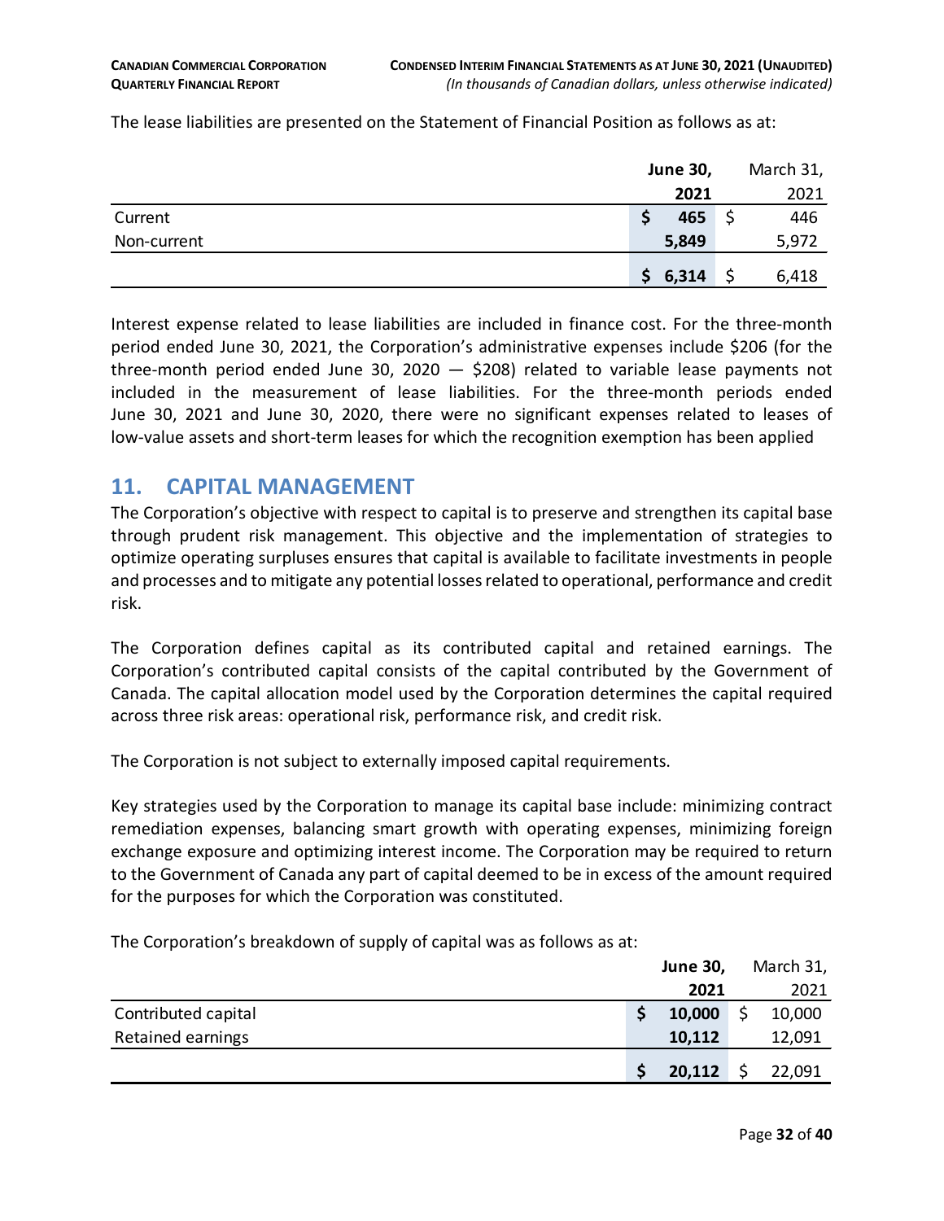The lease liabilities are presented on the Statement of Financial Position as follows as at:

| | **June 30, 2021** | March 31, 2021 |
|---|---|---|
| Current | **$ 465** | $ 446 |
| Non-current | **5,849** | 5,972 |
| | **$ 6,314** | $ 6,418 |

Interest expense related to lease liabilities are included in finance cost. For the three-month period ended June 30, 2021, the Corporation's administrative expenses include $206 (for the three-month period ended June 30, 2020 — $208) related to variable lease payments not included in the measurement of lease liabilities. For the three-month periods ended June 30, 2021 and June 30, 2020, there were no significant expenses related to leases of low-value assets and short-term leases for which the recognition exemption has been applied

## 11. CAPITAL MANAGEMENT

The Corporation's objective with respect to capital is to preserve and strengthen its capital base through prudent risk management. This objective and the implementation of strategies to optimize operating surpluses ensures that capital is available to facilitate investments in people and processes and to mitigate any potential losses related to operational, performance and credit risk.

The Corporation defines capital as its contributed capital and retained earnings. The Corporation's contributed capital consists of the capital contributed by the Government of Canada. The capital allocation model used by the Corporation determines the capital required across three risk areas: operational risk, performance risk, and credit risk.

The Corporation is not subject to externally imposed capital requirements.

Key strategies used by the Corporation to manage its capital base include: minimizing contract remediation expenses, balancing smart growth with operating expenses, minimizing foreign exchange exposure and optimizing interest income. The Corporation may be required to return to the Government of Canada any part of capital deemed to be in excess of the amount required for the purposes for which the Corporation was constituted.

The Corporation's breakdown of supply of capital was as follows as at:

| | **June 30, 2021** | March 31, 2021 |
|---|---|---|
| Contributed capital | **$ 10,000** | $ 10,000 |
| Retained earnings | **10,112** | 12,091 |
| | **$ 20,112** | $ 22,091 |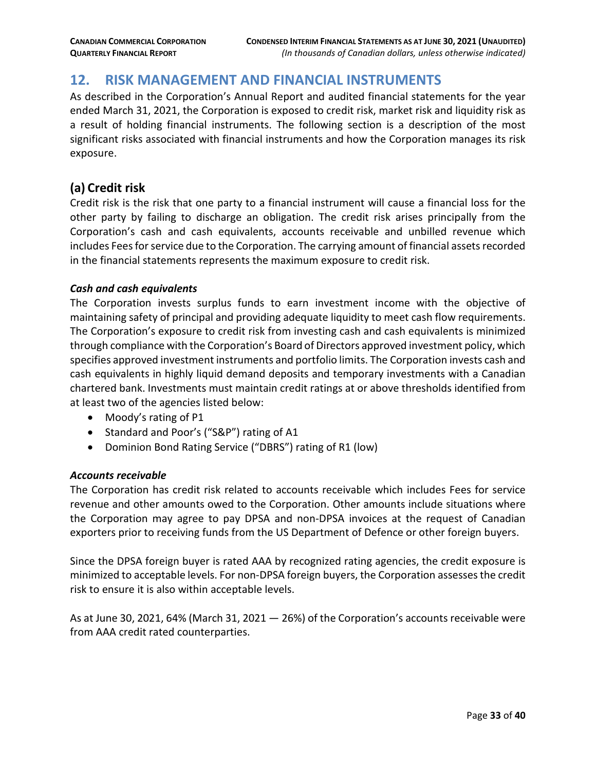## 12. RISK MANAGEMENT AND FINANCIAL INSTRUMENTS

As described in the Corporation's Annual Report and audited financial statements for the year ended March 31, 2021, the Corporation is exposed to credit risk, market risk and liquidity risk as a result of holding financial instruments. The following section is a description of the most significant risks associated with financial instruments and how the Corporation manages its risk exposure.

### (a) Credit risk

Credit risk is the risk that one party to a financial instrument will cause a financial loss for the other party by failing to discharge an obligation. The credit risk arises principally from the Corporation's cash and cash equivalents, accounts receivable and unbilled revenue which includes Fees for service due to the Corporation. The carrying amount of financial assets recorded in the financial statements represents the maximum exposure to credit risk.

***Cash and cash equivalents***

The Corporation invests surplus funds to earn investment income with the objective of maintaining safety of principal and providing adequate liquidity to meet cash flow requirements. The Corporation's exposure to credit risk from investing cash and cash equivalents is minimized through compliance with the Corporation's Board of Directors approved investment policy, which specifies approved investment instruments and portfolio limits. The Corporation invests cash and cash equivalents in highly liquid demand deposits and temporary investments with a Canadian chartered bank. Investments must maintain credit ratings at or above thresholds identified from at least two of the agencies listed below:

- Moody's rating of P1
- Standard and Poor's ("S&P") rating of A1
- Dominion Bond Rating Service ("DBRS") rating of R1 (low)

***Accounts receivable***

The Corporation has credit risk related to accounts receivable which includes Fees for service revenue and other amounts owed to the Corporation. Other amounts include situations where the Corporation may agree to pay DPSA and non-DPSA invoices at the request of Canadian exporters prior to receiving funds from the US Department of Defence or other foreign buyers.

Since the DPSA foreign buyer is rated AAA by recognized rating agencies, the credit exposure is minimized to acceptable levels. For non-DPSA foreign buyers, the Corporation assesses the credit risk to ensure it is also within acceptable levels.

As at June 30, 2021, 64% (March 31, 2021 — 26%) of the Corporation's accounts receivable were from AAA credit rated counterparties.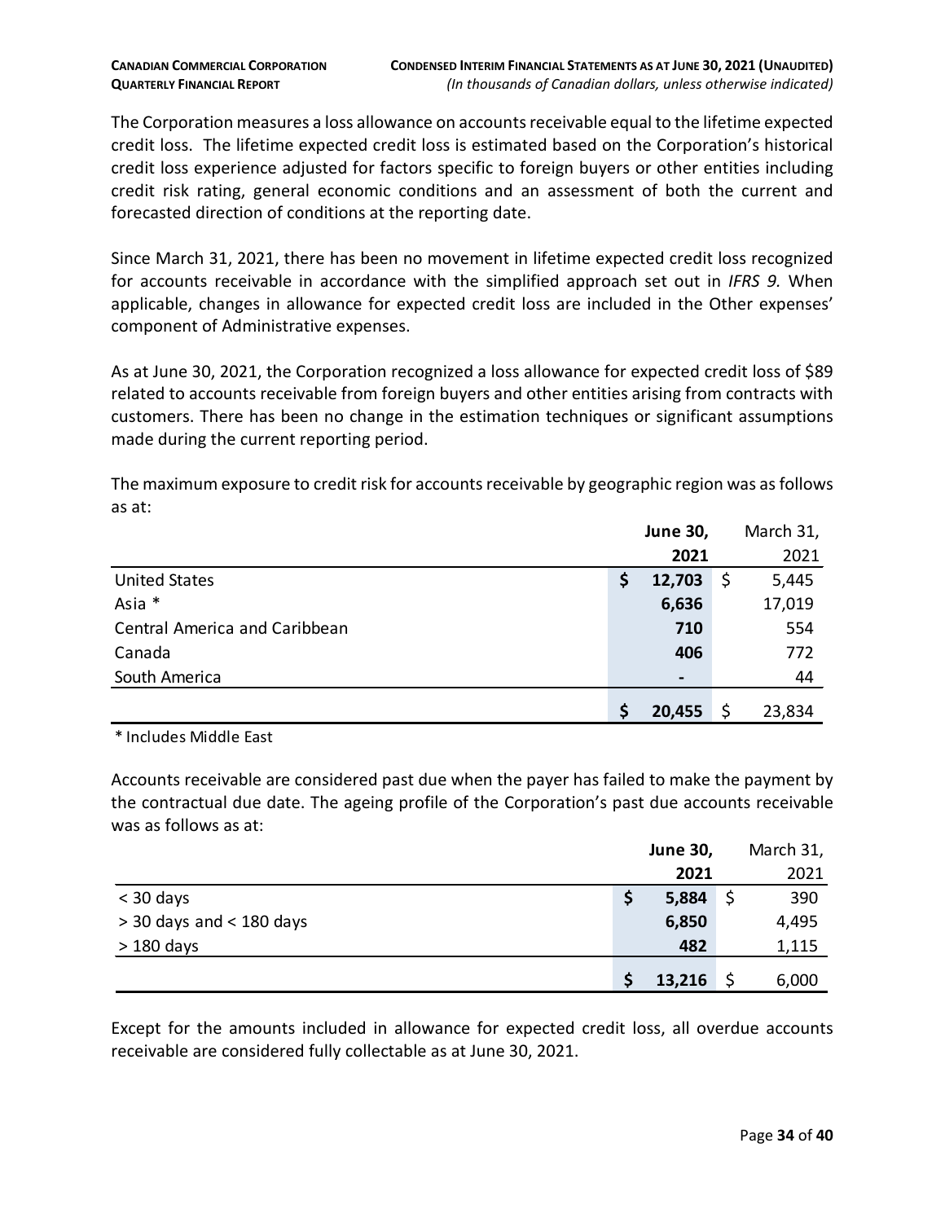The Corporation measures a loss allowance on accounts receivable equal to the lifetime expected credit loss. The lifetime expected credit loss is estimated based on the Corporation's historical credit loss experience adjusted for factors specific to foreign buyers or other entities including credit risk rating, general economic conditions and an assessment of both the current and forecasted direction of conditions at the reporting date.

Since March 31, 2021, there has been no movement in lifetime expected credit loss recognized for accounts receivable in accordance with the simplified approach set out in *IFRS 9.* When applicable, changes in allowance for expected credit loss are included in the Other expenses' component of Administrative expenses.

As at June 30, 2021, the Corporation recognized a loss allowance for expected credit loss of $89 related to accounts receivable from foreign buyers and other entities arising from contracts with customers. There has been no change in the estimation techniques or significant assumptions made during the current reporting period.

The maximum exposure to credit risk for accounts receivable by geographic region was as follows as at:

| | **June 30, 2021** | March 31, 2021 |
|---|---|---|
| United States | **$ 12,703** | $ 5,445 |
| Asia * | **6,636** | 17,019 |
| Central America and Caribbean | **710** | 554 |
| Canada | **406** | 772 |
| South America | **-** | 44 |
| | **$ 20,455** | $ 23,834 |

\* Includes Middle East

Accounts receivable are considered past due when the payer has failed to make the payment by the contractual due date. The ageing profile of the Corporation's past due accounts receivable was as follows as at:

| | **June 30, 2021** | March 31, 2021 |
|---|---|---|
| < 30 days | **$ 5,884** | $ 390 |
| > 30 days and < 180 days | **6,850** | 4,495 |
| > 180 days | **482** | 1,115 |
| | **$ 13,216** | $ 6,000 |

Except for the amounts included in allowance for expected credit loss, all overdue accounts receivable are considered fully collectable as at June 30, 2021.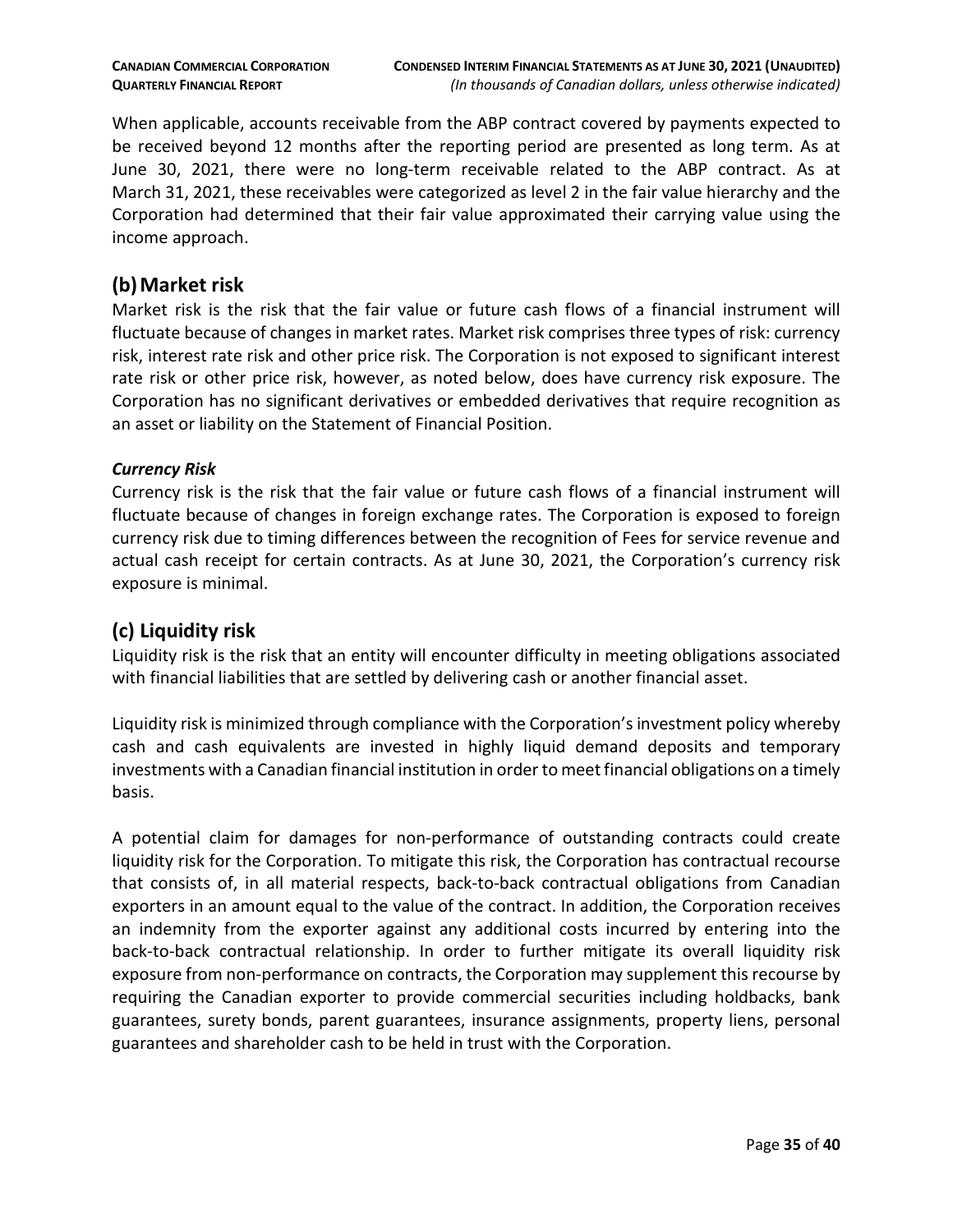When applicable, accounts receivable from the ABP contract covered by payments expected to be received beyond 12 months after the reporting period are presented as long term. As at June 30, 2021, there were no long-term receivable related to the ABP contract. As at March 31, 2021, these receivables were categorized as level 2 in the fair value hierarchy and the Corporation had determined that their fair value approximated their carrying value using the income approach.

## (b) Market risk

Market risk is the risk that the fair value or future cash flows of a financial instrument will fluctuate because of changes in market rates. Market risk comprises three types of risk: currency risk, interest rate risk and other price risk. The Corporation is not exposed to significant interest rate risk or other price risk, however, as noted below, does have currency risk exposure. The Corporation has no significant derivatives or embedded derivatives that require recognition as an asset or liability on the Statement of Financial Position.

### *Currency Risk*

Currency risk is the risk that the fair value or future cash flows of a financial instrument will fluctuate because of changes in foreign exchange rates. The Corporation is exposed to foreign currency risk due to timing differences between the recognition of Fees for service revenue and actual cash receipt for certain contracts. As at June 30, 2021, the Corporation's currency risk exposure is minimal.

## (c) Liquidity risk

Liquidity risk is the risk that an entity will encounter difficulty in meeting obligations associated with financial liabilities that are settled by delivering cash or another financial asset.

Liquidity risk is minimized through compliance with the Corporation's investment policy whereby cash and cash equivalents are invested in highly liquid demand deposits and temporary investments with a Canadian financial institution in order to meet financial obligations on a timely basis.

A potential claim for damages for non-performance of outstanding contracts could create liquidity risk for the Corporation. To mitigate this risk, the Corporation has contractual recourse that consists of, in all material respects, back-to-back contractual obligations from Canadian exporters in an amount equal to the value of the contract. In addition, the Corporation receives an indemnity from the exporter against any additional costs incurred by entering into the back-to-back contractual relationship. In order to further mitigate its overall liquidity risk exposure from non-performance on contracts, the Corporation may supplement this recourse by requiring the Canadian exporter to provide commercial securities including holdbacks, bank guarantees, surety bonds, parent guarantees, insurance assignments, property liens, personal guarantees and shareholder cash to be held in trust with the Corporation.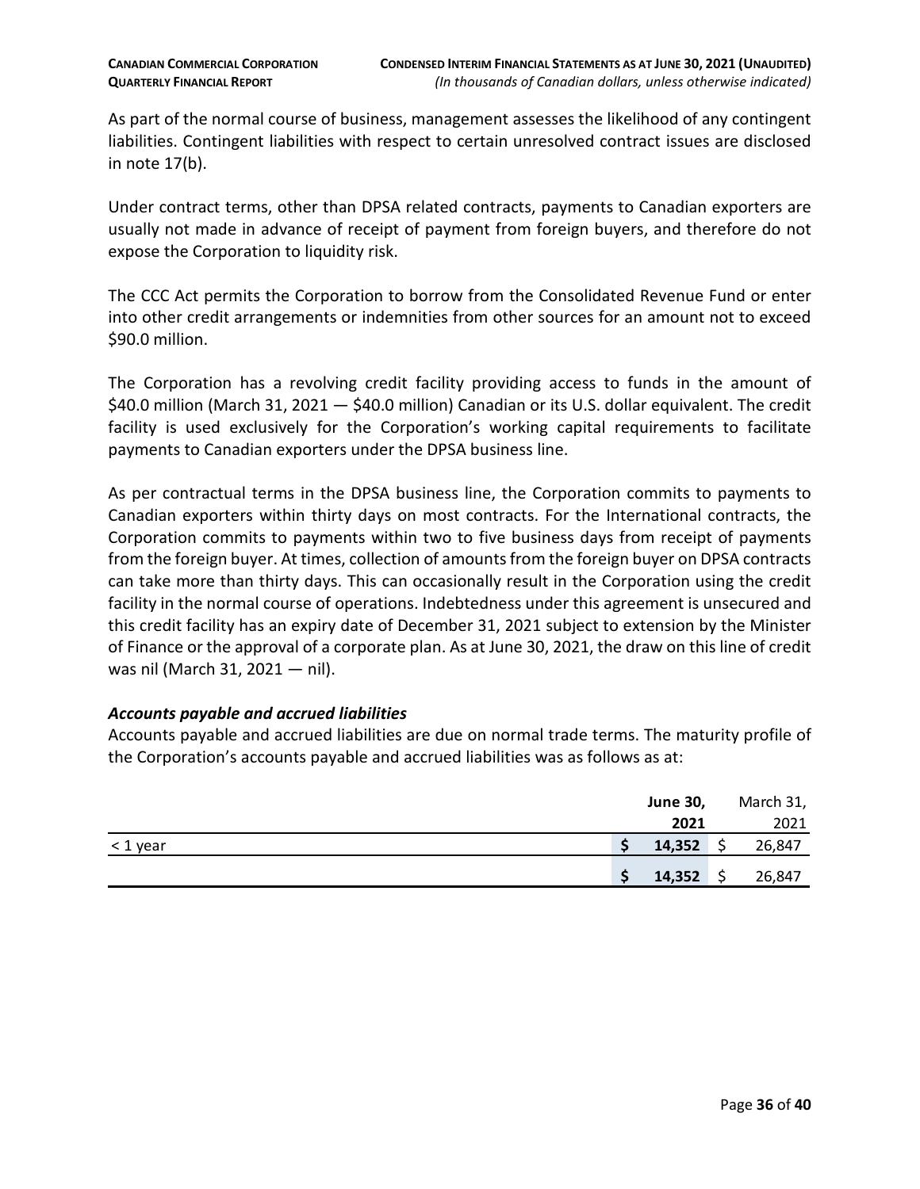As part of the normal course of business, management assesses the likelihood of any contingent liabilities. Contingent liabilities with respect to certain unresolved contract issues are disclosed in note 17(b).

Under contract terms, other than DPSA related contracts, payments to Canadian exporters are usually not made in advance of receipt of payment from foreign buyers, and therefore do not expose the Corporation to liquidity risk.

The CCC Act permits the Corporation to borrow from the Consolidated Revenue Fund or enter into other credit arrangements or indemnities from other sources for an amount not to exceed $90.0 million.

The Corporation has a revolving credit facility providing access to funds in the amount of $40.0 million (March 31, 2021 — $40.0 million) Canadian or its U.S. dollar equivalent. The credit facility is used exclusively for the Corporation's working capital requirements to facilitate payments to Canadian exporters under the DPSA business line.

As per contractual terms in the DPSA business line, the Corporation commits to payments to Canadian exporters within thirty days on most contracts. For the International contracts, the Corporation commits to payments within two to five business days from receipt of payments from the foreign buyer. At times, collection of amounts from the foreign buyer on DPSA contracts can take more than thirty days. This can occasionally result in the Corporation using the credit facility in the normal course of operations. Indebtedness under this agreement is unsecured and this credit facility has an expiry date of December 31, 2021 subject to extension by the Minister of Finance or the approval of a corporate plan. As at June 30, 2021, the draw on this line of credit was nil (March 31, 2021 — nil).

***Accounts payable and accrued liabilities***

Accounts payable and accrued liabilities are due on normal trade terms. The maturity profile of the Corporation's accounts payable and accrued liabilities was as follows as at:

| | **June 30, 2021** | March 31, 2021 |
|---|---|---|
| < 1 year | **$ 14,352** | $ 26,847 |
| | **$ 14,352** | $ 26,847 |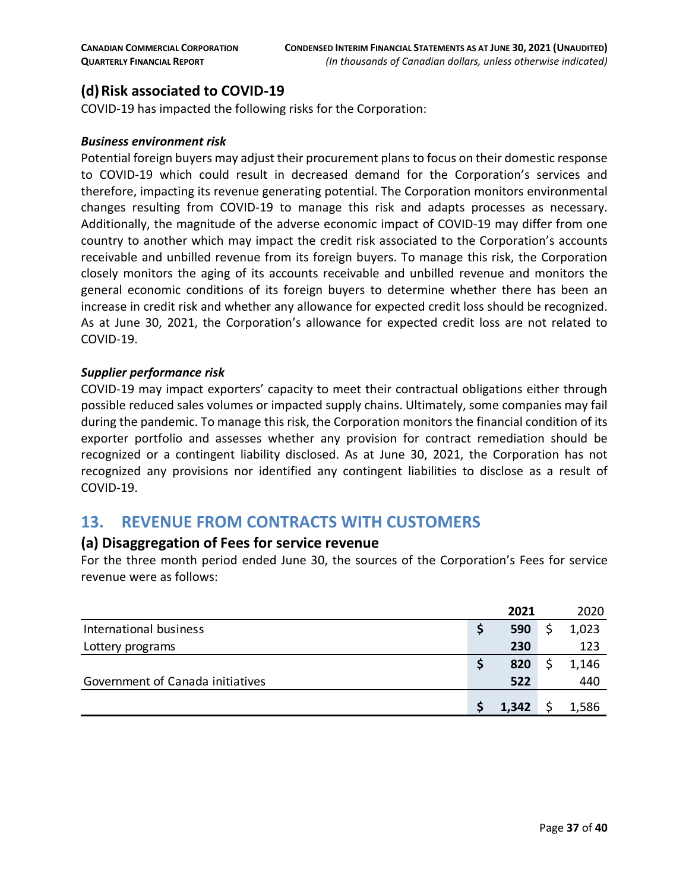## (d) Risk associated to COVID-19

COVID-19 has impacted the following risks for the Corporation:

***Business environment risk***

Potential foreign buyers may adjust their procurement plans to focus on their domestic response to COVID-19 which could result in decreased demand for the Corporation's services and therefore, impacting its revenue generating potential. The Corporation monitors environmental changes resulting from COVID-19 to manage this risk and adapts processes as necessary. Additionally, the magnitude of the adverse economic impact of COVID-19 may differ from one country to another which may impact the credit risk associated to the Corporation's accounts receivable and unbilled revenue from its foreign buyers. To manage this risk, the Corporation closely monitors the aging of its accounts receivable and unbilled revenue and monitors the general economic conditions of its foreign buyers to determine whether there has been an increase in credit risk and whether any allowance for expected credit loss should be recognized. As at June 30, 2021, the Corporation's allowance for expected credit loss are not related to COVID-19.

***Supplier performance risk***

COVID-19 may impact exporters' capacity to meet their contractual obligations either through possible reduced sales volumes or impacted supply chains. Ultimately, some companies may fail during the pandemic. To manage this risk, the Corporation monitors the financial condition of its exporter portfolio and assesses whether any provision for contract remediation should be recognized or a contingent liability disclosed. As at June 30, 2021, the Corporation has not recognized any provisions nor identified any contingent liabilities to disclose as a result of COVID-19.

# 13. REVENUE FROM CONTRACTS WITH CUSTOMERS

## (a) Disaggregation of Fees for service revenue

For the three month period ended June 30, the sources of the Corporation's Fees for service revenue were as follows:

| | **2021** | 2020 |
|---|---|---|
| International business | **$ 590** | $ 1,023 |
| Lottery programs | **230** | 123 |
| | **$ 820** | $ 1,146 |
| Government of Canada initiatives | **522** | 440 |
| | **$ 1,342** | $ 1,586 |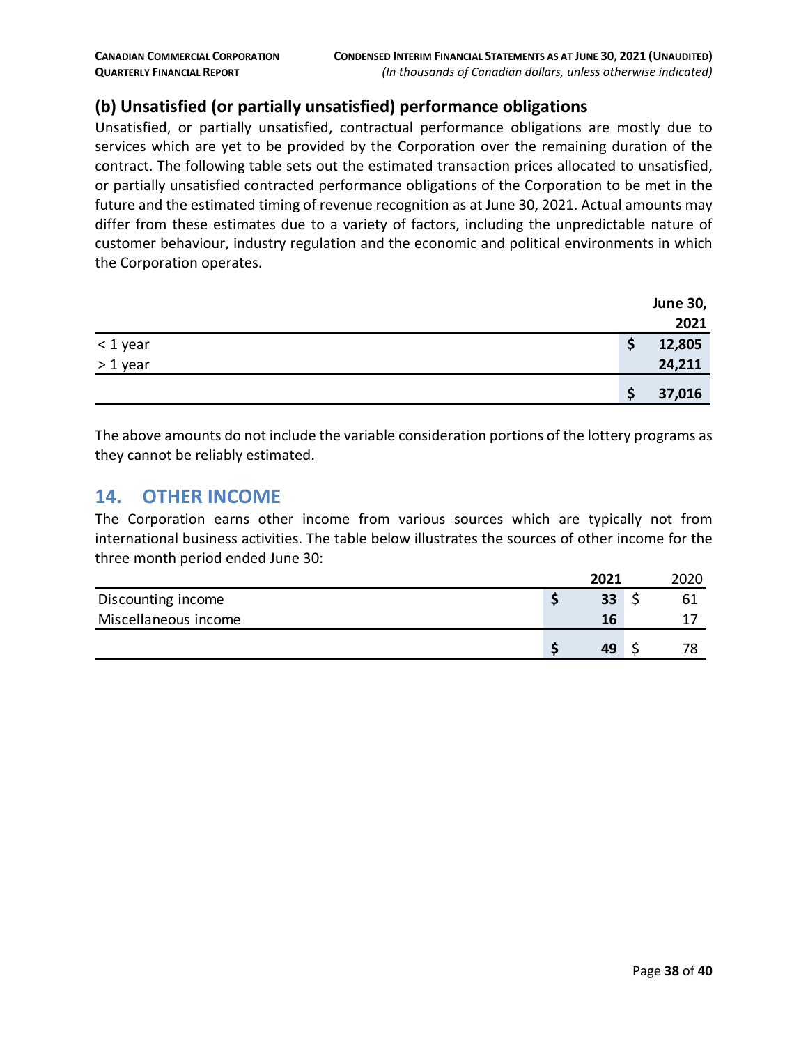## (b) Unsatisfied (or partially unsatisfied) performance obligations

Unsatisfied, or partially unsatisfied, contractual performance obligations are mostly due to services which are yet to be provided by the Corporation over the remaining duration of the contract. The following table sets out the estimated transaction prices allocated to unsatisfied, or partially unsatisfied contracted performance obligations of the Corporation to be met in the future and the estimated timing of revenue recognition as at June 30, 2021. Actual amounts may differ from these estimates due to a variety of factors, including the unpredictable nature of customer behaviour, industry regulation and the economic and political environments in which the Corporation operates.

| | June 30, 2021 |
|---|---|
| < 1 year | $ 12,805 |
| > 1 year | 24,211 |
| | $ 37,016 |

The above amounts do not include the variable consideration portions of the lottery programs as they cannot be reliably estimated.

# 14. OTHER INCOME

The Corporation earns other income from various sources which are typically not from international business activities. The table below illustrates the sources of other income for the three month period ended June 30:

| | 2021 | 2020 |
|---|---|---|
| Discounting income | $ 33 | $ 61 |
| Miscellaneous income | 16 | 17 |
| | $ 49 | $ 78 |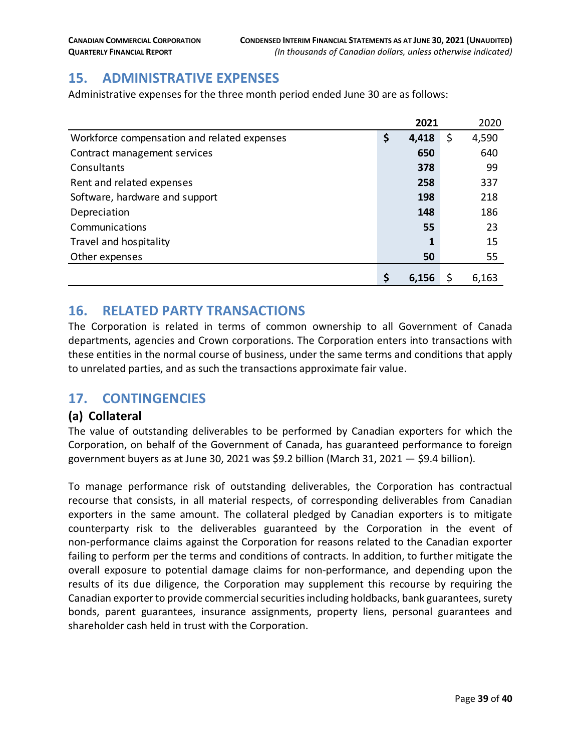## 15. ADMINISTRATIVE EXPENSES

Administrative expenses for the three month period ended June 30 are as follows:

| | **2021** | 2020 |
|---|---|---|
| Workforce compensation and related expenses | **$ 4,418** | $ 4,590 |
| Contract management services | **650** | 640 |
| Consultants | **378** | 99 |
| Rent and related expenses | **258** | 337 |
| Software, hardware and support | **198** | 218 |
| Depreciation | **148** | 186 |
| Communications | **55** | 23 |
| Travel and hospitality | **1** | 15 |
| Other expenses | **50** | 55 |
| | **$ 6,156** | $ 6,163 |

## 16. RELATED PARTY TRANSACTIONS

The Corporation is related in terms of common ownership to all Government of Canada departments, agencies and Crown corporations. The Corporation enters into transactions with these entities in the normal course of business, under the same terms and conditions that apply to unrelated parties, and as such the transactions approximate fair value.

## 17. CONTINGENCIES

### (a) Collateral

The value of outstanding deliverables to be performed by Canadian exporters for which the Corporation, on behalf of the Government of Canada, has guaranteed performance to foreign government buyers as at June 30, 2021 was $9.2 billion (March 31, 2021 — $9.4 billion).

To manage performance risk of outstanding deliverables, the Corporation has contractual recourse that consists, in all material respects, of corresponding deliverables from Canadian exporters in the same amount. The collateral pledged by Canadian exporters is to mitigate counterparty risk to the deliverables guaranteed by the Corporation in the event of non-performance claims against the Corporation for reasons related to the Canadian exporter failing to perform per the terms and conditions of contracts. In addition, to further mitigate the overall exposure to potential damage claims for non-performance, and depending upon the results of its due diligence, the Corporation may supplement this recourse by requiring the Canadian exporter to provide commercial securities including holdbacks, bank guarantees, surety bonds, parent guarantees, insurance assignments, property liens, personal guarantees and shareholder cash held in trust with the Corporation.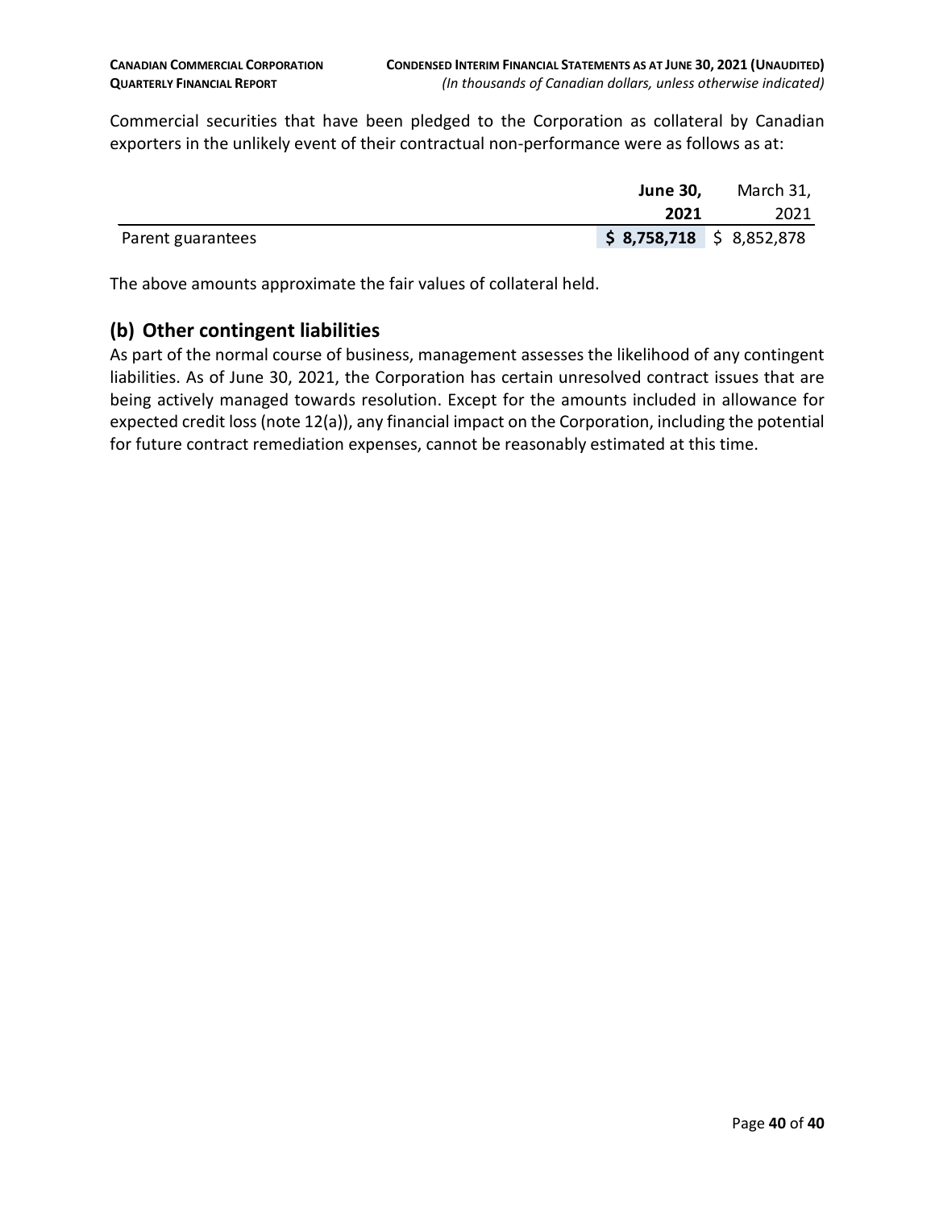Commercial securities that have been pledged to the Corporation as collateral by Canadian exporters in the unlikely event of their contractual non-performance were as follows as at:

| | **June 30, 2021** | March 31, 2021 |
|---|---|---|
| Parent guarantees | **$ 8,758,718** | $ 8,852,878 |

The above amounts approximate the fair values of collateral held.

## (b) Other contingent liabilities

As part of the normal course of business, management assesses the likelihood of any contingent liabilities. As of June 30, 2021, the Corporation has certain unresolved contract issues that are being actively managed towards resolution. Except for the amounts included in allowance for expected credit loss (note 12(a)), any financial impact on the Corporation, including the potential for future contract remediation expenses, cannot be reasonably estimated at this time.